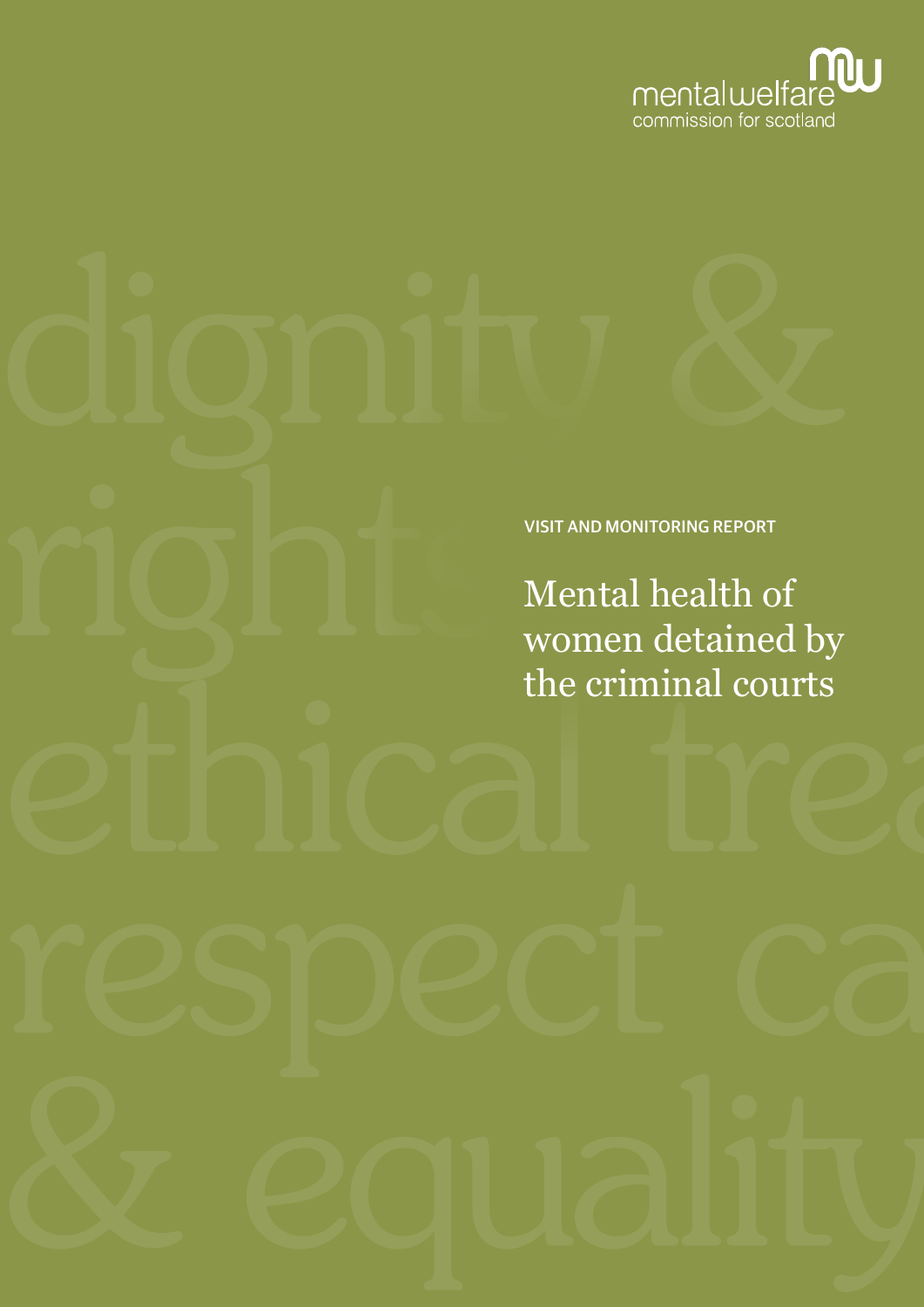mental welfare commission for scotland

VISIT AND MONITORING REPORT

# Mental health of women detained by the criminal courts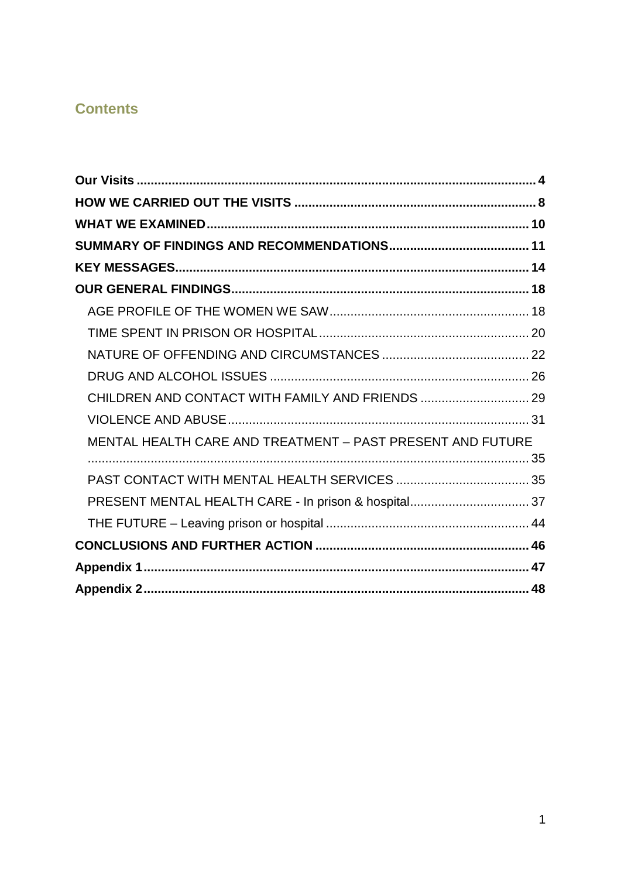## Contents

**Our Visits** .... **4**

**HOW WE CARRIED OUT THE VISITS** .... **8**

**WHAT WE EXAMINED** .... **10**

**SUMMARY OF FINDINGS AND RECOMMENDATIONS** .... **11**

**KEY MESSAGES** .... **14**

**OUR GENERAL FINDINGS** .... **18**

- AGE PROFILE OF THE WOMEN WE SAW .... 18
- TIME SPENT IN PRISON OR HOSPITAL .... 20
- NATURE OF OFFENDING AND CIRCUMSTANCES .... 22
- DRUG AND ALCOHOL ISSUES .... 26
- CHILDREN AND CONTACT WITH FAMILY AND FRIENDS .... 29
- VIOLENCE AND ABUSE .... 31
- MENTAL HEALTH CARE AND TREATMENT – PAST PRESENT AND FUTURE .... 35
- PAST CONTACT WITH MENTAL HEALTH SERVICES .... 35
- PRESENT MENTAL HEALTH CARE - In prison & hospital .... 37
- THE FUTURE – Leaving prison or hospital .... 44

**CONCLUSIONS AND FURTHER ACTION** .... **46**

**Appendix 1** .... **47**

**Appendix 2** .... **48**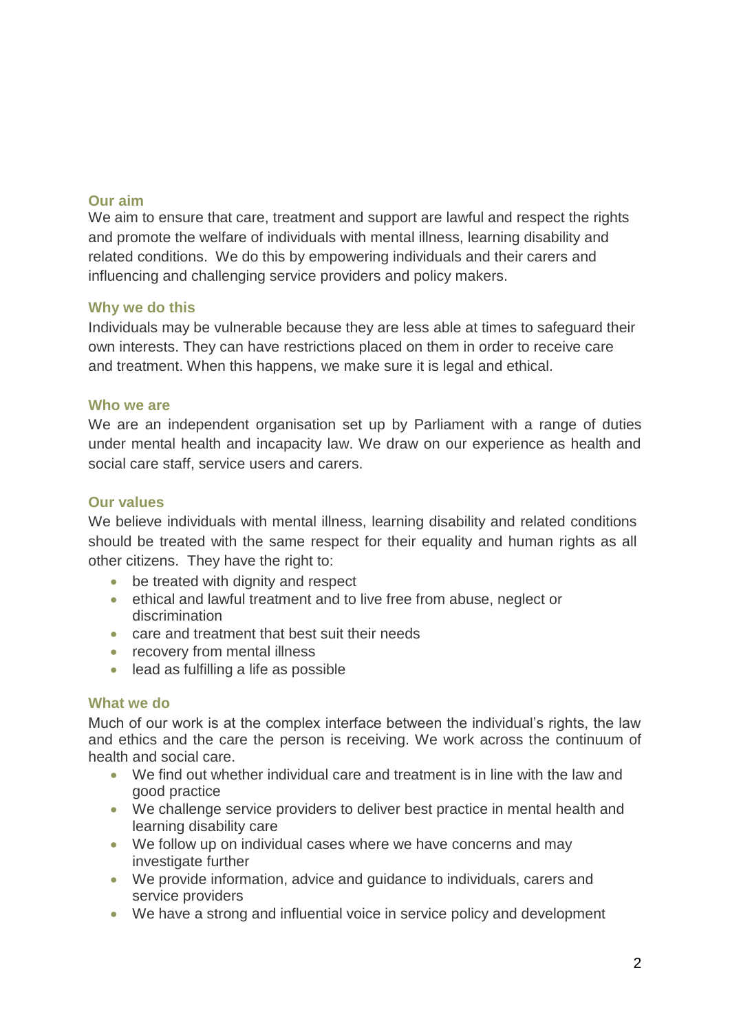## Our aim

We aim to ensure that care, treatment and support are lawful and respect the rights and promote the welfare of individuals with mental illness, learning disability and related conditions. We do this by empowering individuals and their carers and influencing and challenging service providers and policy makers.

## Why we do this

Individuals may be vulnerable because they are less able at times to safeguard their own interests. They can have restrictions placed on them in order to receive care and treatment. When this happens, we make sure it is legal and ethical.

## Who we are

We are an independent organisation set up by Parliament with a range of duties under mental health and incapacity law. We draw on our experience as health and social care staff, service users and carers.

## Our values

We believe individuals with mental illness, learning disability and related conditions should be treated with the same respect for their equality and human rights as all other citizens. They have the right to:

- be treated with dignity and respect
- ethical and lawful treatment and to live free from abuse, neglect or discrimination
- care and treatment that best suit their needs
- recovery from mental illness
- lead as fulfilling a life as possible

## What we do

Much of our work is at the complex interface between the individual's rights, the law and ethics and the care the person is receiving. We work across the continuum of health and social care.

- We find out whether individual care and treatment is in line with the law and good practice
- We challenge service providers to deliver best practice in mental health and learning disability care
- We follow up on individual cases where we have concerns and may investigate further
- We provide information, advice and guidance to individuals, carers and service providers
- We have a strong and influential voice in service policy and development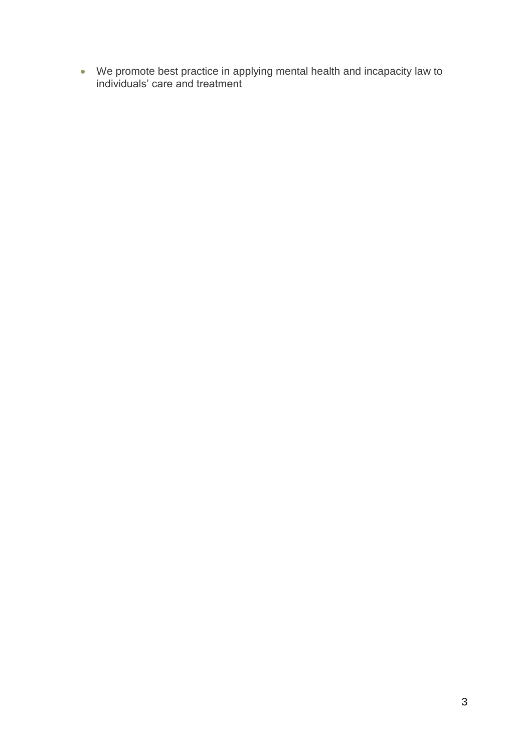- We promote best practice in applying mental health and incapacity law to individuals' care and treatment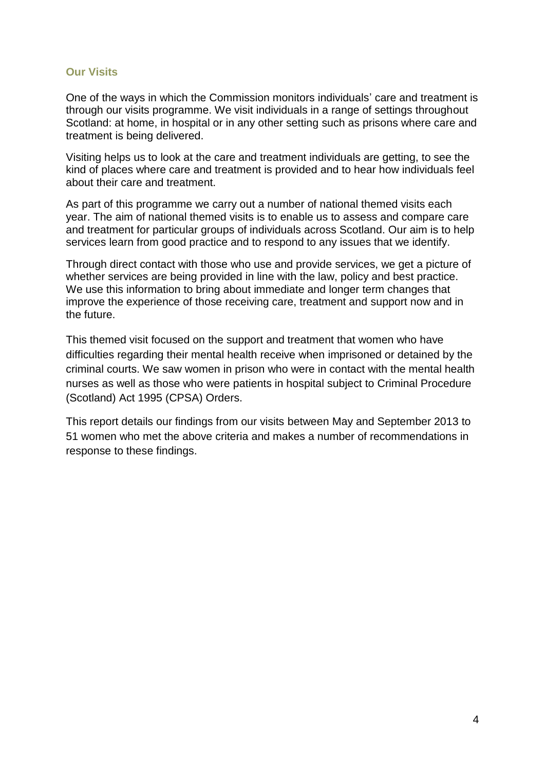## Our Visits

One of the ways in which the Commission monitors individuals' care and treatment is through our visits programme. We visit individuals in a range of settings throughout Scotland: at home, in hospital or in any other setting such as prisons where care and treatment is being delivered.

Visiting helps us to look at the care and treatment individuals are getting, to see the kind of places where care and treatment is provided and to hear how individuals feel about their care and treatment.

As part of this programme we carry out a number of national themed visits each year. The aim of national themed visits is to enable us to assess and compare care and treatment for particular groups of individuals across Scotland. Our aim is to help services learn from good practice and to respond to any issues that we identify.

Through direct contact with those who use and provide services, we get a picture of whether services are being provided in line with the law, policy and best practice. We use this information to bring about immediate and longer term changes that improve the experience of those receiving care, treatment and support now and in the future.

This themed visit focused on the support and treatment that women who have difficulties regarding their mental health receive when imprisoned or detained by the criminal courts. We saw women in prison who were in contact with the mental health nurses as well as those who were patients in hospital subject to Criminal Procedure (Scotland) Act 1995 (CPSA) Orders.

This report details our findings from our visits between May and September 2013 to 51 women who met the above criteria and makes a number of recommendations in response to these findings.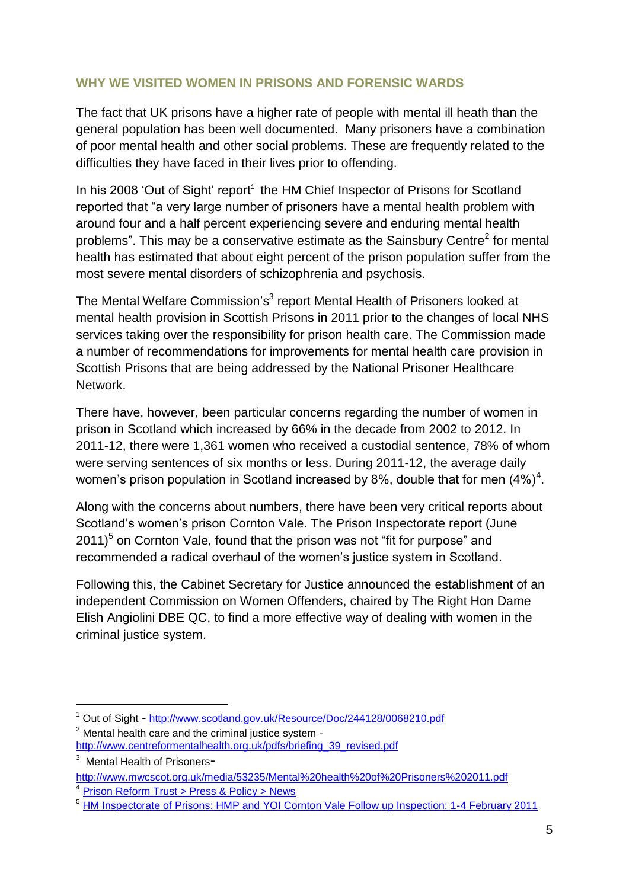## WHY WE VISITED WOMEN IN PRISONS AND FORENSIC WARDS

The fact that UK prisons have a higher rate of people with mental ill heath than the general population has been well documented. Many prisoners have a combination of poor mental health and other social problems. These are frequently related to the difficulties they have faced in their lives prior to offending.

In his 2008 'Out of Sight' report[1] the HM Chief Inspector of Prisons for Scotland reported that "a very large number of prisoners have a mental health problem with around four and a half percent experiencing severe and enduring mental health problems". This may be a conservative estimate as the Sainsbury Centre[2] for mental health has estimated that about eight percent of the prison population suffer from the most severe mental disorders of schizophrenia and psychosis.

The Mental Welfare Commission's[3] report Mental Health of Prisoners looked at mental health provision in Scottish Prisons in 2011 prior to the changes of local NHS services taking over the responsibility for prison health care. The Commission made a number of recommendations for improvements for mental health care provision in Scottish Prisons that are being addressed by the National Prisoner Healthcare Network.

There have, however, been particular concerns regarding the number of women in prison in Scotland which increased by 66% in the decade from 2002 to 2012. In 2011-12, there were 1,361 women who received a custodial sentence, 78% of whom were serving sentences of six months or less. During 2011-12, the average daily women's prison population in Scotland increased by 8%, double that for men (4%)[4].

Along with the concerns about numbers, there have been very critical reports about Scotland's women's prison Cornton Vale. The Prison Inspectorate report (June 2011)[5] on Cornton Vale, found that the prison was not "fit for purpose" and recommended a radical overhaul of the women's justice system in Scotland.

Following this, the Cabinet Secretary for Justice announced the establishment of an independent Commission on Women Offenders, chaired by The Right Hon Dame Elish Angiolini DBE QC, to find a more effective way of dealing with women in the criminal justice system.

---

[1] Out of Sight - http://www.scotland.gov.uk/Resource/Doc/244128/0068210.pdf

[2] Mental health care and the criminal justice system - http://www.centreformentalhealth.org.uk/pdfs/briefing_39_revised.pdf

[3] Mental Health of Prisoners- http://www.mwcscot.org.uk/media/53235/Mental%20health%20of%20Prisoners%202011.pdf

[4] Prison Reform Trust > Press & Policy > News

[5] HM Inspectorate of Prisons: HMP and YOI Cornton Vale Follow up Inspection: 1-4 February 2011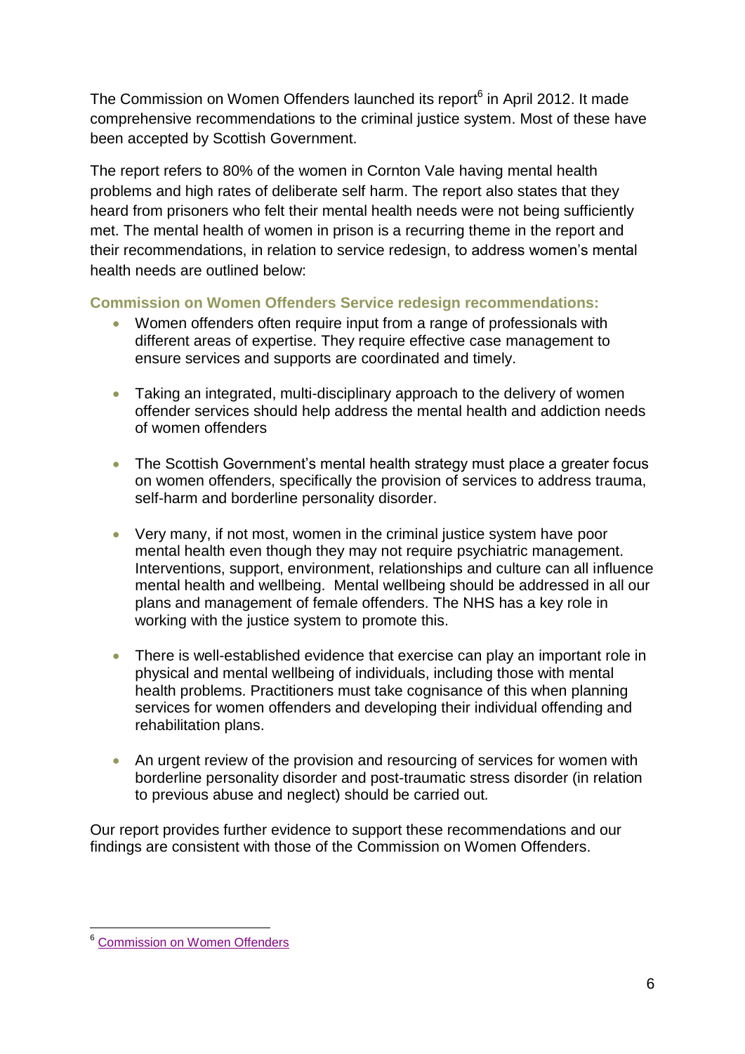The Commission on Women Offenders launched its report[6] in April 2012. It made comprehensive recommendations to the criminal justice system. Most of these have been accepted by Scottish Government.

The report refers to 80% of the women in Cornton Vale having mental health problems and high rates of deliberate self harm. The report also states that they heard from prisoners who felt their mental health needs were not being sufficiently met. The mental health of women in prison is a recurring theme in the report and their recommendations, in relation to service redesign, to address women's mental health needs are outlined below:

### Commission on Women Offenders Service redesign recommendations:

- Women offenders often require input from a range of professionals with different areas of expertise. They require effective case management to ensure services and supports are coordinated and timely.
- Taking an integrated, multi-disciplinary approach to the delivery of women offender services should help address the mental health and addiction needs of women offenders
- The Scottish Government's mental health strategy must place a greater focus on women offenders, specifically the provision of services to address trauma, self-harm and borderline personality disorder.
- Very many, if not most, women in the criminal justice system have poor mental health even though they may not require psychiatric management. Interventions, support, environment, relationships and culture can all influence mental health and wellbeing. Mental wellbeing should be addressed in all our plans and management of female offenders. The NHS has a key role in working with the justice system to promote this.
- There is well-established evidence that exercise can play an important role in physical and mental wellbeing of individuals, including those with mental health problems. Practitioners must take cognisance of this when planning services for women offenders and developing their individual offending and rehabilitation plans.
- An urgent review of the provision and resourcing of services for women with borderline personality disorder and post-traumatic stress disorder (in relation to previous abuse and neglect) should be carried out.

Our report provides further evidence to support these recommendations and our findings are consistent with those of the Commission on Women Offenders.

---

[6] Commission on Women Offenders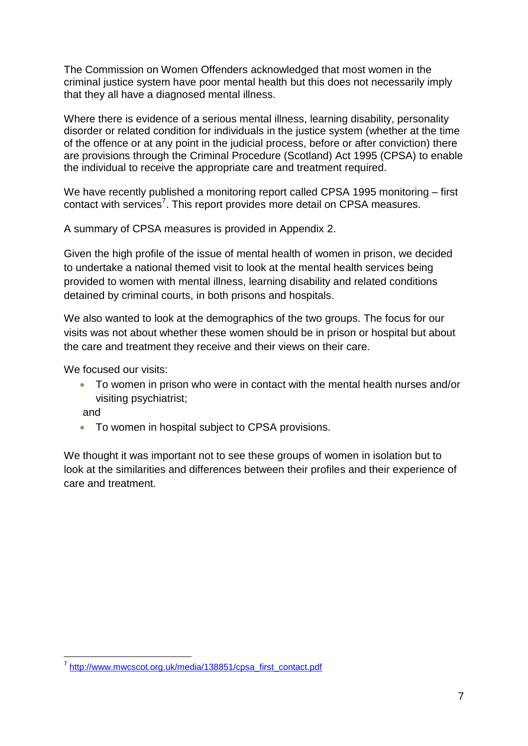The Commission on Women Offenders acknowledged that most women in the criminal justice system have poor mental health but this does not necessarily imply that they all have a diagnosed mental illness.

Where there is evidence of a serious mental illness, learning disability, personality disorder or related condition for individuals in the justice system (whether at the time of the offence or at any point in the judicial process, before or after conviction) there are provisions through the Criminal Procedure (Scotland) Act 1995 (CPSA) to enable the individual to receive the appropriate care and treatment required.

We have recently published a monitoring report called CPSA 1995 monitoring – first contact with services[7]. This report provides more detail on CPSA measures.

A summary of CPSA measures is provided in Appendix 2.

Given the high profile of the issue of mental health of women in prison, we decided to undertake a national themed visit to look at the mental health services being provided to women with mental illness, learning disability and related conditions detained by criminal courts, in both prisons and hospitals.

We also wanted to look at the demographics of the two groups. The focus for our visits was not about whether these women should be in prison or hospital but about the care and treatment they receive and their views on their care.

We focused our visits:

- To women in prison who were in contact with the mental health nurses and/or visiting psychiatrist;

  and

- To women in hospital subject to CPSA provisions.

We thought it was important not to see these groups of women in isolation but to look at the similarities and differences between their profiles and their experience of care and treatment.

[7] http://www.mwcscot.org.uk/media/138851/cpsa_first_contact.pdf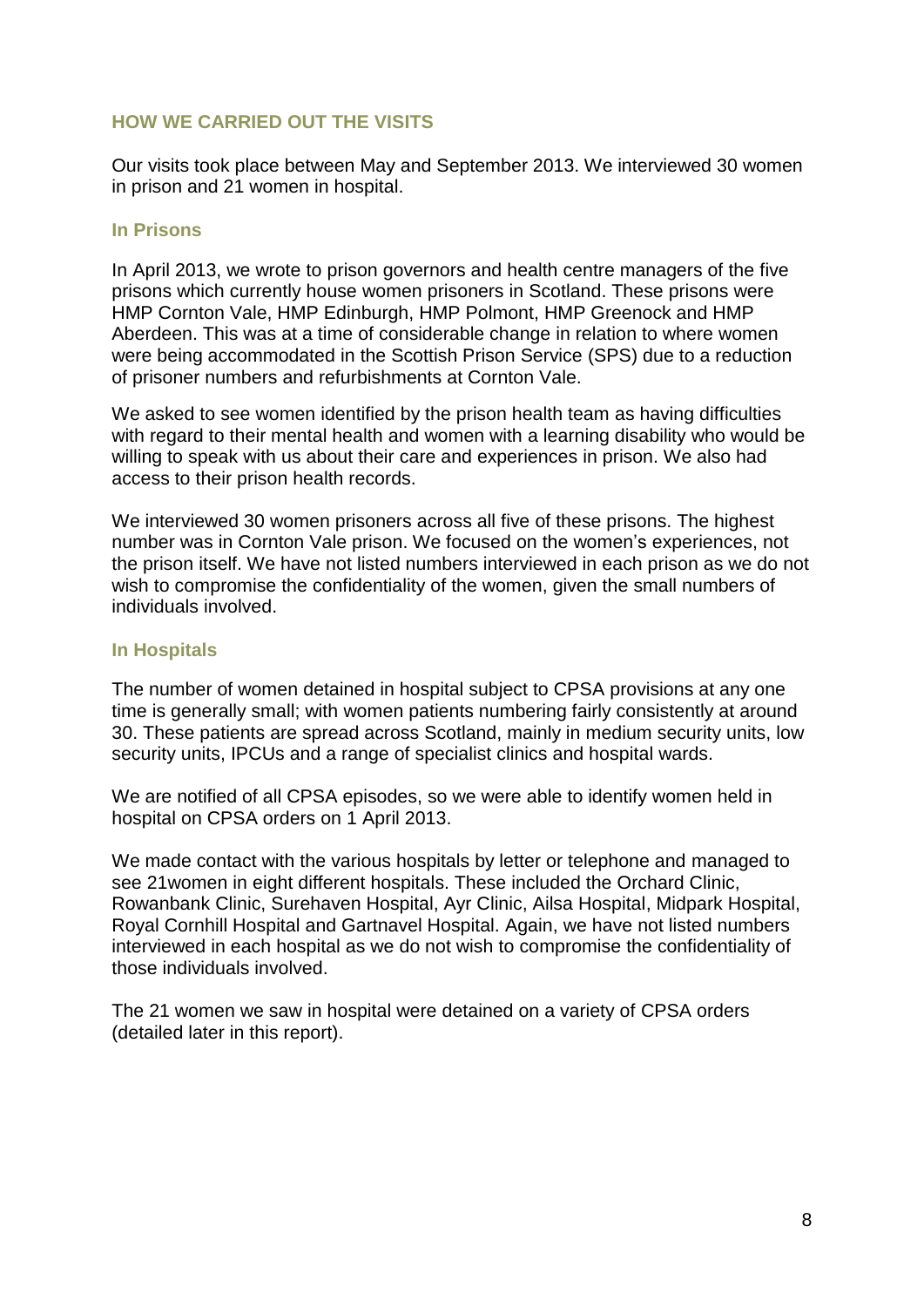## HOW WE CARRIED OUT THE VISITS

Our visits took place between May and September 2013. We interviewed 30 women in prison and 21 women in hospital.

### In Prisons

In April 2013, we wrote to prison governors and health centre managers of the five prisons which currently house women prisoners in Scotland. These prisons were HMP Cornton Vale, HMP Edinburgh, HMP Polmont, HMP Greenock and HMP Aberdeen. This was at a time of considerable change in relation to where women were being accommodated in the Scottish Prison Service (SPS) due to a reduction of prisoner numbers and refurbishments at Cornton Vale.

We asked to see women identified by the prison health team as having difficulties with regard to their mental health and women with a learning disability who would be willing to speak with us about their care and experiences in prison. We also had access to their prison health records.

We interviewed 30 women prisoners across all five of these prisons. The highest number was in Cornton Vale prison. We focused on the women's experiences, not the prison itself. We have not listed numbers interviewed in each prison as we do not wish to compromise the confidentiality of the women, given the small numbers of individuals involved.

### In Hospitals

The number of women detained in hospital subject to CPSA provisions at any one time is generally small; with women patients numbering fairly consistently at around 30. These patients are spread across Scotland, mainly in medium security units, low security units, IPCUs and a range of specialist clinics and hospital wards.

We are notified of all CPSA episodes, so we were able to identify women held in hospital on CPSA orders on 1 April 2013.

We made contact with the various hospitals by letter or telephone and managed to see 21women in eight different hospitals. These included the Orchard Clinic, Rowanbank Clinic, Surehaven Hospital, Ayr Clinic, Ailsa Hospital, Midpark Hospital, Royal Cornhill Hospital and Gartnavel Hospital. Again, we have not listed numbers interviewed in each hospital as we do not wish to compromise the confidentiality of those individuals involved.

The 21 women we saw in hospital were detained on a variety of CPSA orders (detailed later in this report).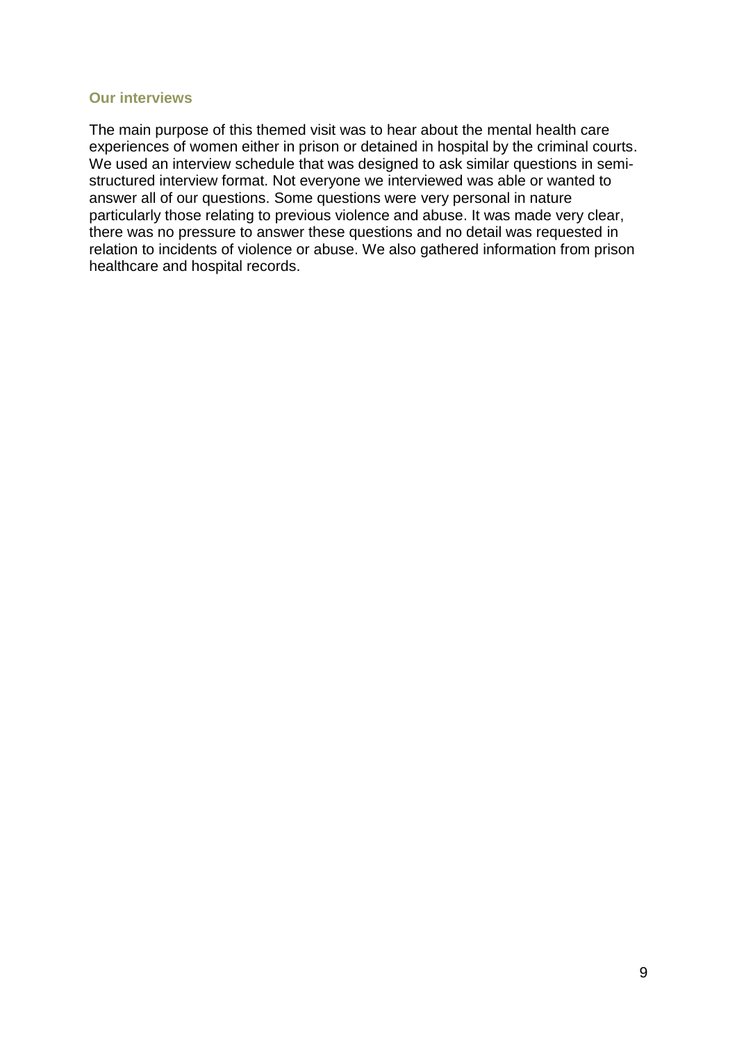## Our interviews

The main purpose of this themed visit was to hear about the mental health care experiences of women either in prison or detained in hospital by the criminal courts. We used an interview schedule that was designed to ask similar questions in semi-structured interview format. Not everyone we interviewed was able or wanted to answer all of our questions. Some questions were very personal in nature particularly those relating to previous violence and abuse. It was made very clear, there was no pressure to answer these questions and no detail was requested in relation to incidents of violence or abuse. We also gathered information from prison healthcare and hospital records.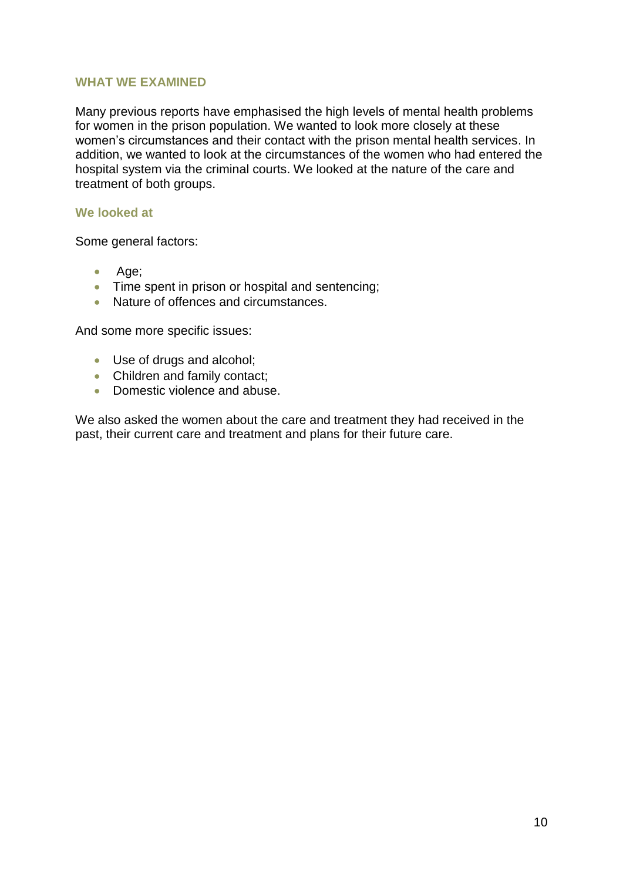## WHAT WE EXAMINED

Many previous reports have emphasised the high levels of mental health problems for women in the prison population. We wanted to look more closely at these women's circumstances and their contact with the prison mental health services. In addition, we wanted to look at the circumstances of the women who had entered the hospital system via the criminal courts. We looked at the nature of the care and treatment of both groups.

### We looked at

Some general factors:

- Age;
- Time spent in prison or hospital and sentencing;
- Nature of offences and circumstances.

And some more specific issues:

- Use of drugs and alcohol;
- Children and family contact;
- Domestic violence and abuse.

We also asked the women about the care and treatment they had received in the past, their current care and treatment and plans for their future care.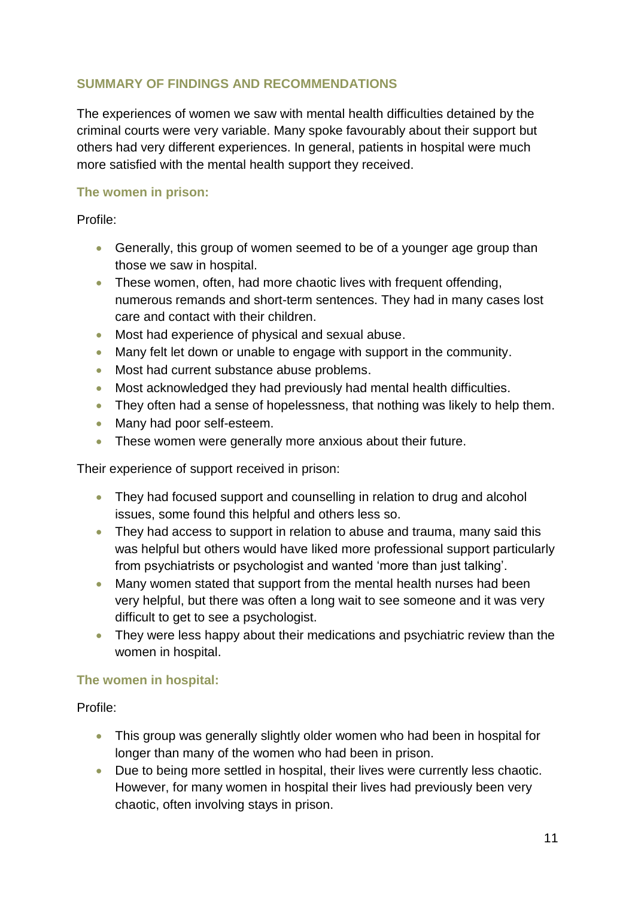## SUMMARY OF FINDINGS AND RECOMMENDATIONS

The experiences of women we saw with mental health difficulties detained by the criminal courts were very variable. Many spoke favourably about their support but others had very different experiences. In general, patients in hospital were much more satisfied with the mental health support they received.

### The women in prison:

Profile:

- Generally, this group of women seemed to be of a younger age group than those we saw in hospital.
- These women, often, had more chaotic lives with frequent offending, numerous remands and short-term sentences. They had in many cases lost care and contact with their children.
- Most had experience of physical and sexual abuse.
- Many felt let down or unable to engage with support in the community.
- Most had current substance abuse problems.
- Most acknowledged they had previously had mental health difficulties.
- They often had a sense of hopelessness, that nothing was likely to help them.
- Many had poor self-esteem.
- These women were generally more anxious about their future.

Their experience of support received in prison:

- They had focused support and counselling in relation to drug and alcohol issues, some found this helpful and others less so.
- They had access to support in relation to abuse and trauma, many said this was helpful but others would have liked more professional support particularly from psychiatrists or psychologist and wanted 'more than just talking'.
- Many women stated that support from the mental health nurses had been very helpful, but there was often a long wait to see someone and it was very difficult to get to see a psychologist.
- They were less happy about their medications and psychiatric review than the women in hospital.

### The women in hospital:

Profile:

- This group was generally slightly older women who had been in hospital for longer than many of the women who had been in prison.
- Due to being more settled in hospital, their lives were currently less chaotic. However, for many women in hospital their lives had previously been very chaotic, often involving stays in prison.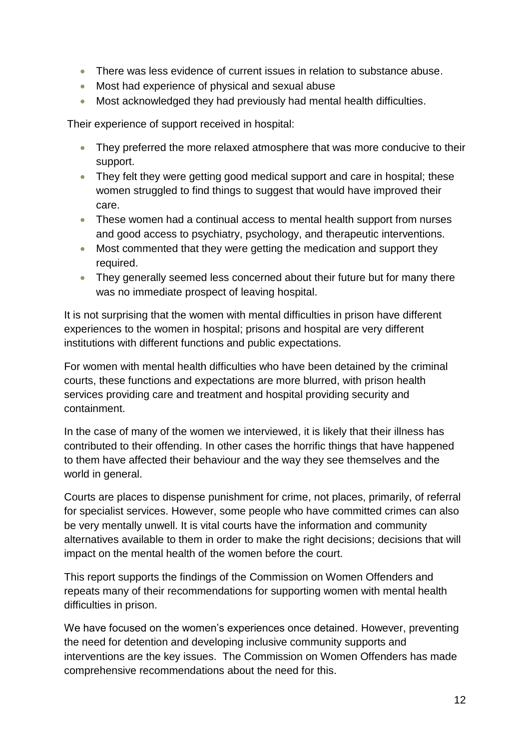- There was less evidence of current issues in relation to substance abuse.
- Most had experience of physical and sexual abuse
- Most acknowledged they had previously had mental health difficulties.

Their experience of support received in hospital:

- They preferred the more relaxed atmosphere that was more conducive to their support.
- They felt they were getting good medical support and care in hospital; these women struggled to find things to suggest that would have improved their care.
- These women had a continual access to mental health support from nurses and good access to psychiatry, psychology, and therapeutic interventions.
- Most commented that they were getting the medication and support they required.
- They generally seemed less concerned about their future but for many there was no immediate prospect of leaving hospital.

It is not surprising that the women with mental difficulties in prison have different experiences to the women in hospital; prisons and hospital are very different institutions with different functions and public expectations.

For women with mental health difficulties who have been detained by the criminal courts, these functions and expectations are more blurred, with prison health services providing care and treatment and hospital providing security and containment.

In the case of many of the women we interviewed, it is likely that their illness has contributed to their offending. In other cases the horrific things that have happened to them have affected their behaviour and the way they see themselves and the world in general.

Courts are places to dispense punishment for crime, not places, primarily, of referral for specialist services. However, some people who have committed crimes can also be very mentally unwell. It is vital courts have the information and community alternatives available to them in order to make the right decisions; decisions that will impact on the mental health of the women before the court.

This report supports the findings of the Commission on Women Offenders and repeats many of their recommendations for supporting women with mental health difficulties in prison.

We have focused on the women's experiences once detained. However, preventing the need for detention and developing inclusive community supports and interventions are the key issues. The Commission on Women Offenders has made comprehensive recommendations about the need for this.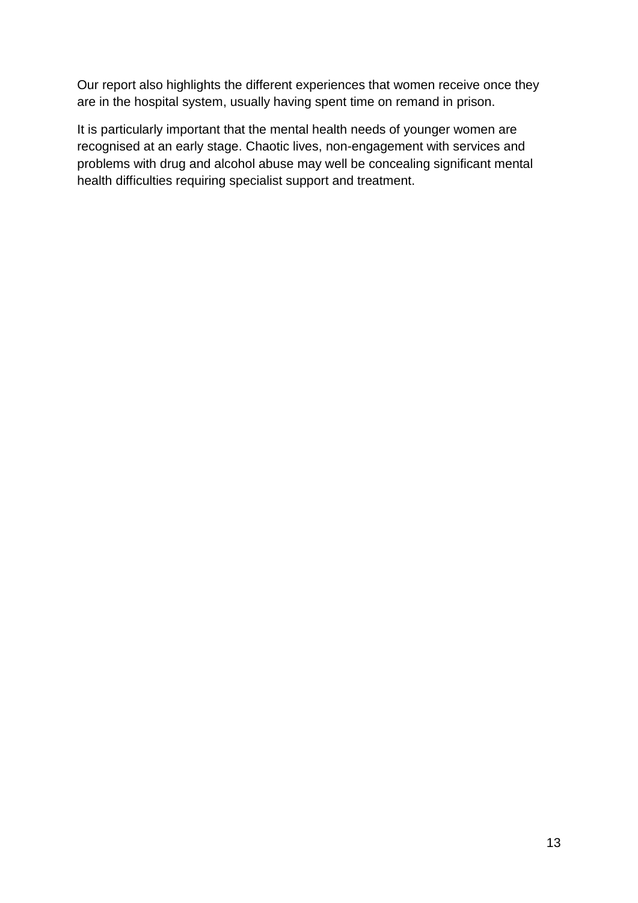Our report also highlights the different experiences that women receive once they are in the hospital system, usually having spent time on remand in prison.

It is particularly important that the mental health needs of younger women are recognised at an early stage. Chaotic lives, non-engagement with services and problems with drug and alcohol abuse may well be concealing significant mental health difficulties requiring specialist support and treatment.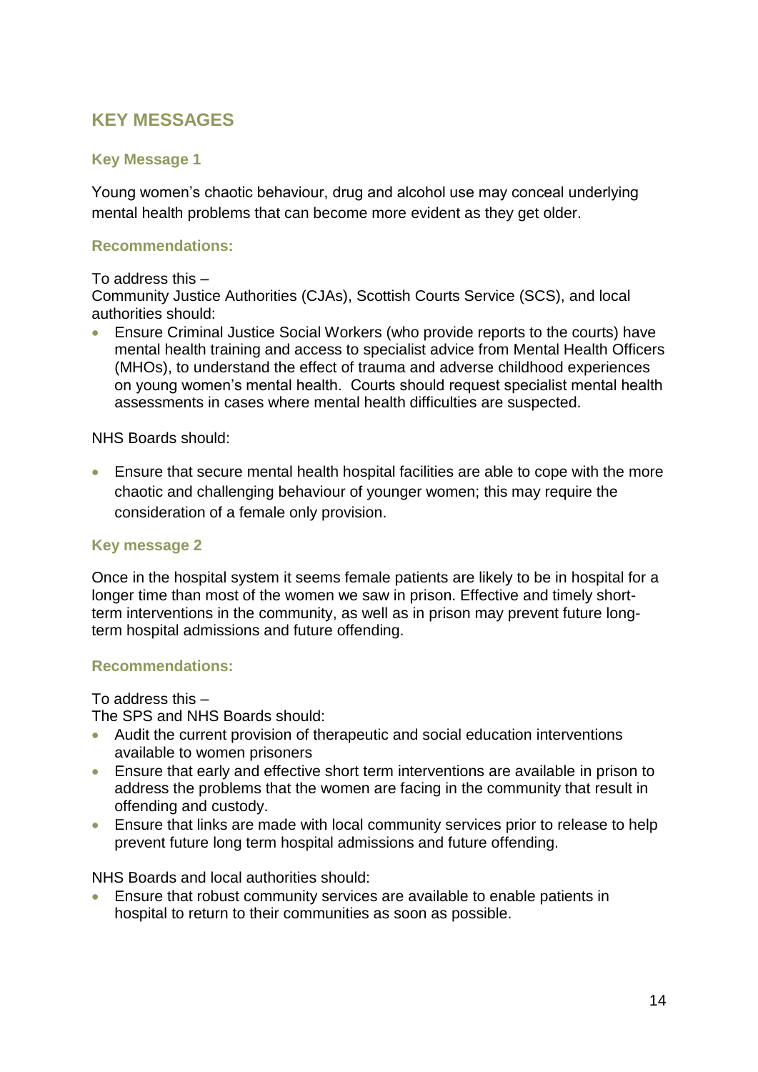## KEY MESSAGES

### Key Message 1

Young women's chaotic behaviour, drug and alcohol use may conceal underlying mental health problems that can become more evident as they get older.

#### Recommendations:

To address this –
Community Justice Authorities (CJAs), Scottish Courts Service (SCS), and local authorities should:

- Ensure Criminal Justice Social Workers (who provide reports to the courts) have mental health training and access to specialist advice from Mental Health Officers (MHOs), to understand the effect of trauma and adverse childhood experiences on young women's mental health. Courts should request specialist mental health assessments in cases where mental health difficulties are suspected.

NHS Boards should:

- Ensure that secure mental health hospital facilities are able to cope with the more chaotic and challenging behaviour of younger women; this may require the consideration of a female only provision.

### Key message 2

Once in the hospital system it seems female patients are likely to be in hospital for a longer time than most of the women we saw in prison. Effective and timely short-term interventions in the community, as well as in prison may prevent future long-term hospital admissions and future offending.

#### Recommendations:

To address this –
The SPS and NHS Boards should:

- Audit the current provision of therapeutic and social education interventions available to women prisoners
- Ensure that early and effective short term interventions are available in prison to address the problems that the women are facing in the community that result in offending and custody.
- Ensure that links are made with local community services prior to release to help prevent future long term hospital admissions and future offending.

NHS Boards and local authorities should:

- Ensure that robust community services are available to enable patients in hospital to return to their communities as soon as possible.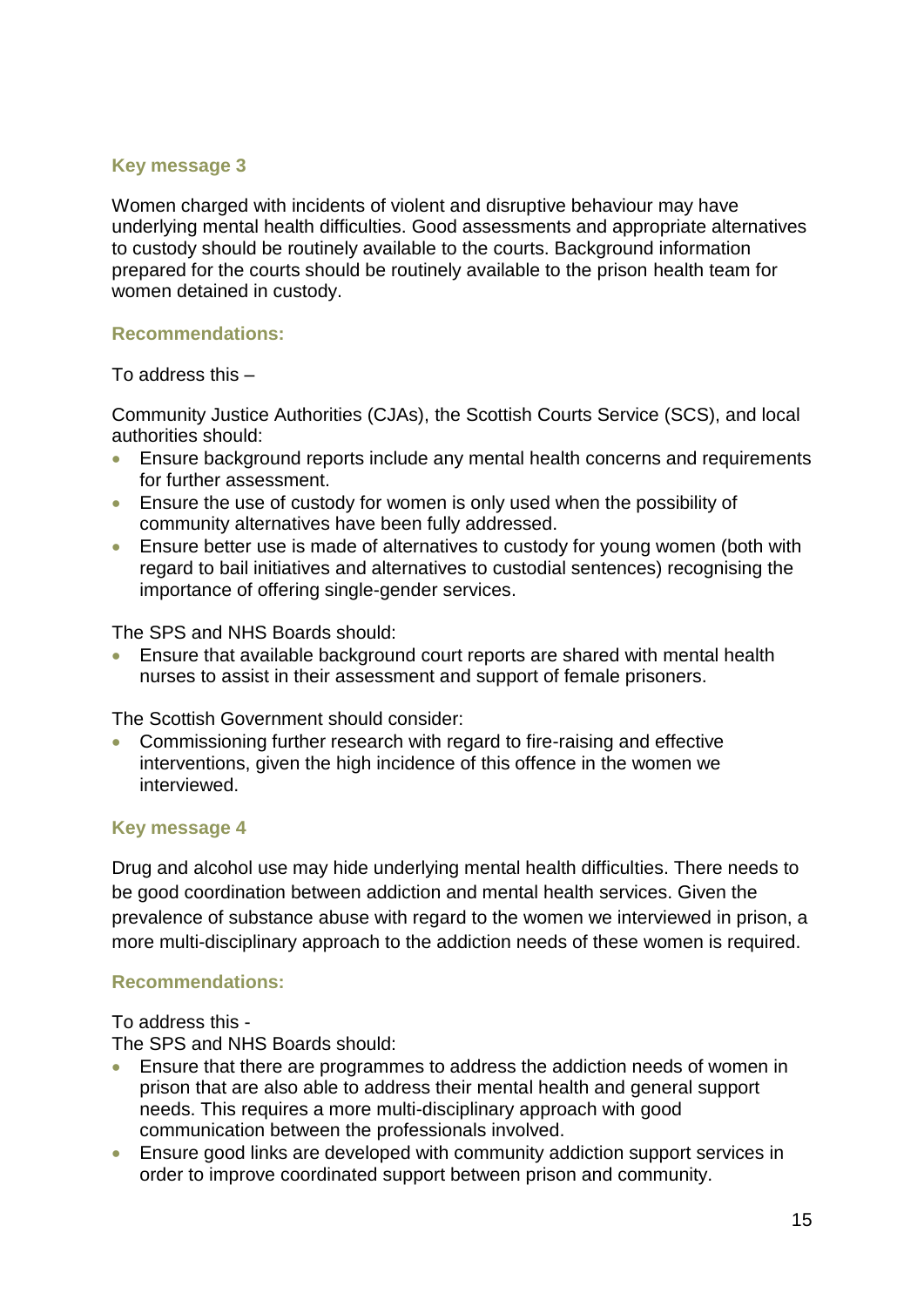### Key message 3

Women charged with incidents of violent and disruptive behaviour may have underlying mental health difficulties. Good assessments and appropriate alternatives to custody should be routinely available to the courts. Background information prepared for the courts should be routinely available to the prison health team for women detained in custody.

#### Recommendations:

To address this –

Community Justice Authorities (CJAs), the Scottish Courts Service (SCS), and local authorities should:

- Ensure background reports include any mental health concerns and requirements for further assessment.
- Ensure the use of custody for women is only used when the possibility of community alternatives have been fully addressed.
- Ensure better use is made of alternatives to custody for young women (both with regard to bail initiatives and alternatives to custodial sentences) recognising the importance of offering single-gender services.

The SPS and NHS Boards should:

- Ensure that available background court reports are shared with mental health nurses to assist in their assessment and support of female prisoners.

The Scottish Government should consider:

- Commissioning further research with regard to fire-raising and effective interventions, given the high incidence of this offence in the women we interviewed.

### Key message 4

Drug and alcohol use may hide underlying mental health difficulties. There needs to be good coordination between addiction and mental health services. Given the prevalence of substance abuse with regard to the women we interviewed in prison, a more multi-disciplinary approach to the addiction needs of these women is required.

#### Recommendations:

To address this -
The SPS and NHS Boards should:

- Ensure that there are programmes to address the addiction needs of women in prison that are also able to address their mental health and general support needs. This requires a more multi-disciplinary approach with good communication between the professionals involved.
- Ensure good links are developed with community addiction support services in order to improve coordinated support between prison and community.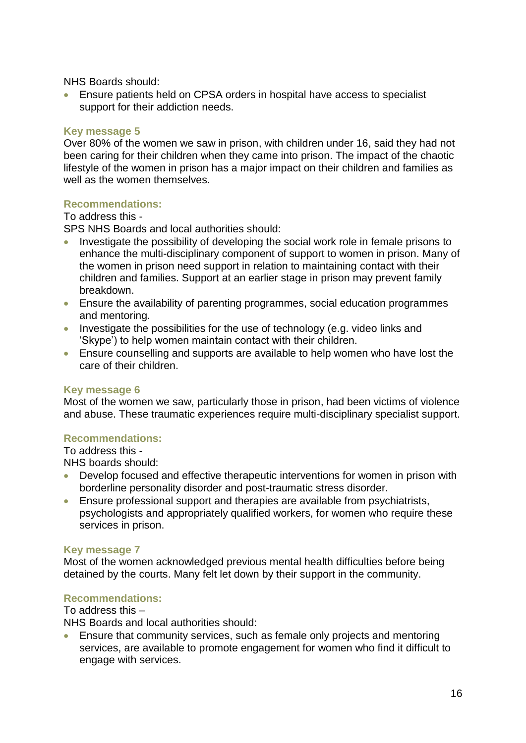NHS Boards should:

- Ensure patients held on CPSA orders in hospital have access to specialist support for their addiction needs.

### Key message 5

Over 80% of the women we saw in prison, with children under 16, said they had not been caring for their children when they came into prison. The impact of the chaotic lifestyle of the women in prison has a major impact on their children and families as well as the women themselves.

### Recommendations:

To address this -
SPS NHS Boards and local authorities should:

- Investigate the possibility of developing the social work role in female prisons to enhance the multi-disciplinary component of support to women in prison. Many of the women in prison need support in relation to maintaining contact with their children and families. Support at an earlier stage in prison may prevent family breakdown.
- Ensure the availability of parenting programmes, social education programmes and mentoring.
- Investigate the possibilities for the use of technology (e.g. video links and 'Skype') to help women maintain contact with their children.
- Ensure counselling and supports are available to help women who have lost the care of their children.

### Key message 6

Most of the women we saw, particularly those in prison, had been victims of violence and abuse. These traumatic experiences require multi-disciplinary specialist support.

### Recommendations:

To address this -
NHS boards should:

- Develop focused and effective therapeutic interventions for women in prison with borderline personality disorder and post-traumatic stress disorder.
- Ensure professional support and therapies are available from psychiatrists, psychologists and appropriately qualified workers, for women who require these services in prison.

### Key message 7

Most of the women acknowledged previous mental health difficulties before being detained by the courts. Many felt let down by their support in the community.

### Recommendations:

To address this –
NHS Boards and local authorities should:

- Ensure that community services, such as female only projects and mentoring services, are available to promote engagement for women who find it difficult to engage with services.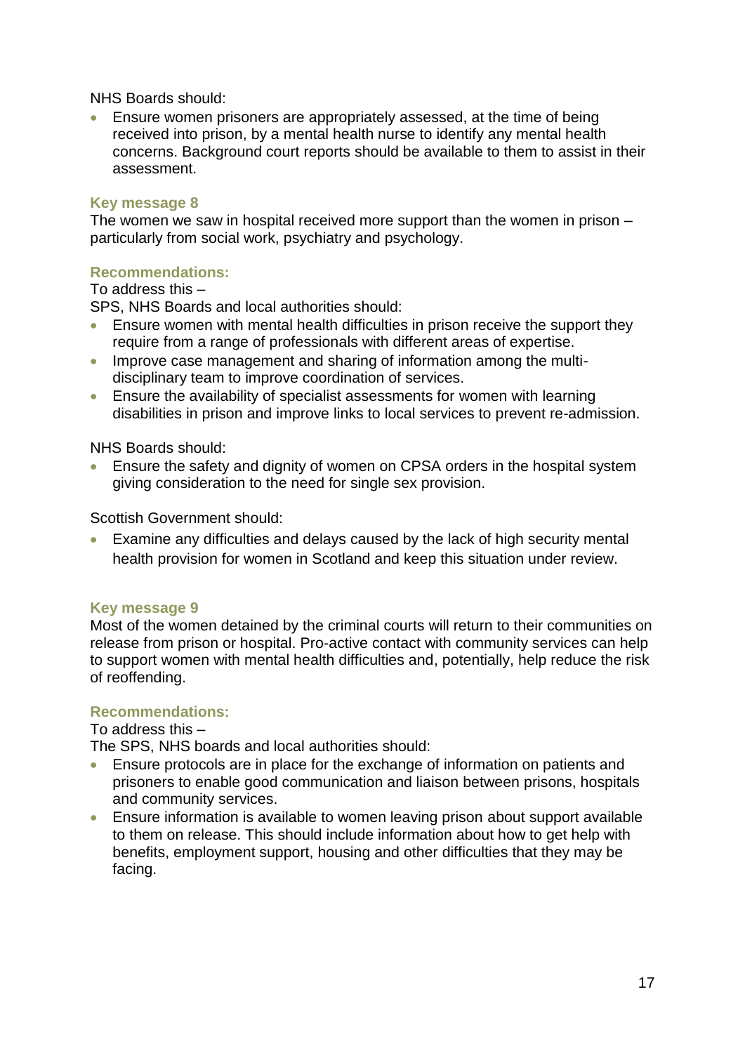NHS Boards should:

- Ensure women prisoners are appropriately assessed, at the time of being received into prison, by a mental health nurse to identify any mental health concerns. Background court reports should be available to them to assist in their assessment.

### Key message 8

The women we saw in hospital received more support than the women in prison – particularly from social work, psychiatry and psychology.

### Recommendations:

To address this –

SPS, NHS Boards and local authorities should:

- Ensure women with mental health difficulties in prison receive the support they require from a range of professionals with different areas of expertise.
- Improve case management and sharing of information among the multi-disciplinary team to improve coordination of services.
- Ensure the availability of specialist assessments for women with learning disabilities in prison and improve links to local services to prevent re-admission.

NHS Boards should:

- Ensure the safety and dignity of women on CPSA orders in the hospital system giving consideration to the need for single sex provision.

Scottish Government should:

- Examine any difficulties and delays caused by the lack of high security mental health provision for women in Scotland and keep this situation under review.

### Key message 9

Most of the women detained by the criminal courts will return to their communities on release from prison or hospital. Pro-active contact with community services can help to support women with mental health difficulties and, potentially, help reduce the risk of reoffending.

### Recommendations:

To address this –

The SPS, NHS boards and local authorities should:

- Ensure protocols are in place for the exchange of information on patients and prisoners to enable good communication and liaison between prisons, hospitals and community services.
- Ensure information is available to women leaving prison about support available to them on release. This should include information about how to get help with benefits, employment support, housing and other difficulties that they may be facing.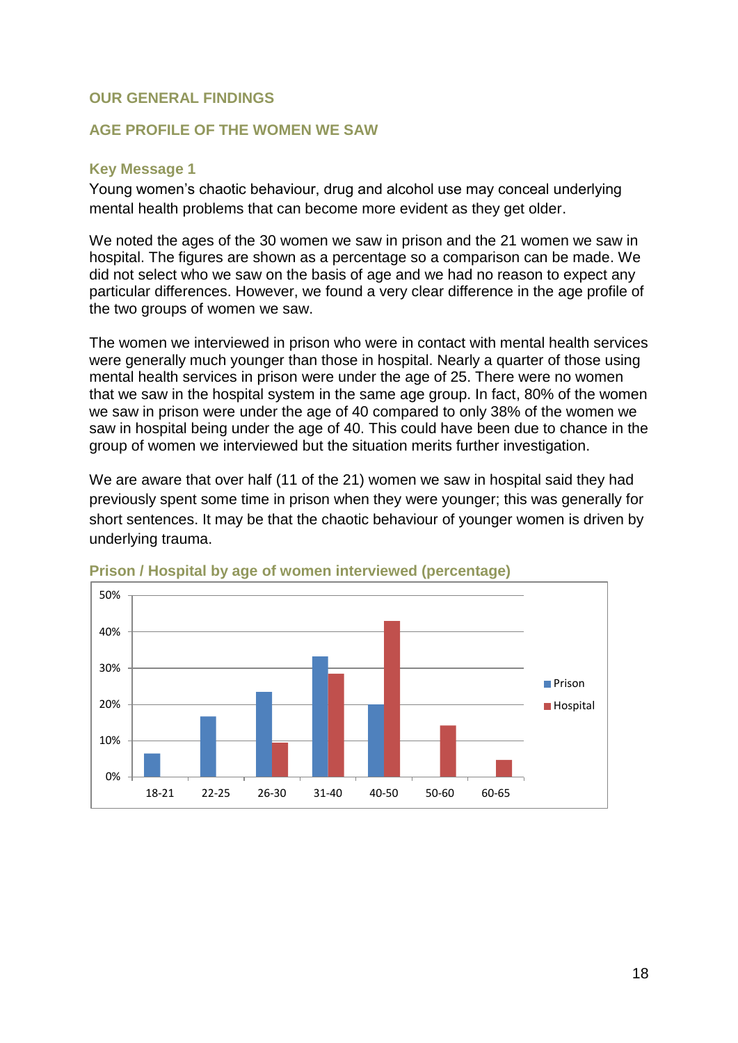## OUR GENERAL FINDINGS

### AGE PROFILE OF THE WOMEN WE SAW

#### Key Message 1

Young women's chaotic behaviour, drug and alcohol use may conceal underlying mental health problems that can become more evident as they get older.

We noted the ages of the 30 women we saw in prison and the 21 women we saw in hospital. The figures are shown as a percentage so a comparison can be made. We did not select who we saw on the basis of age and we had no reason to expect any particular differences. However, we found a very clear difference in the age profile of the two groups of women we saw.

The women we interviewed in prison who were in contact with mental health services were generally much younger than those in hospital. Nearly a quarter of those using mental health services in prison were under the age of 25. There were no women that we saw in the hospital system in the same age group. In fact, 80% of the women we saw in prison were under the age of 40 compared to only 38% of the women we saw in hospital being under the age of 40. This could have been due to chance in the group of women we interviewed but the situation merits further investigation.

We are aware that over half (11 of the 21) women we saw in hospital said they had previously spent some time in prison when they were younger; this was generally for short sentences. It may be that the chaotic behaviour of younger women is driven by underlying trauma.

**Prison / Hospital by age of women interviewed (percentage)**

| Age | Prison | Hospital |
|---|---|---|
| 18-21 | 7% | 0% |
| 22-25 | 17% | 0% |
| 26-30 | 23% | 10% |
| 31-40 | 33% | 29% |
| 40-50 | 20% | 43% |
| 50-60 | 0% | 14% |
| 60-65 | 0% | 5% |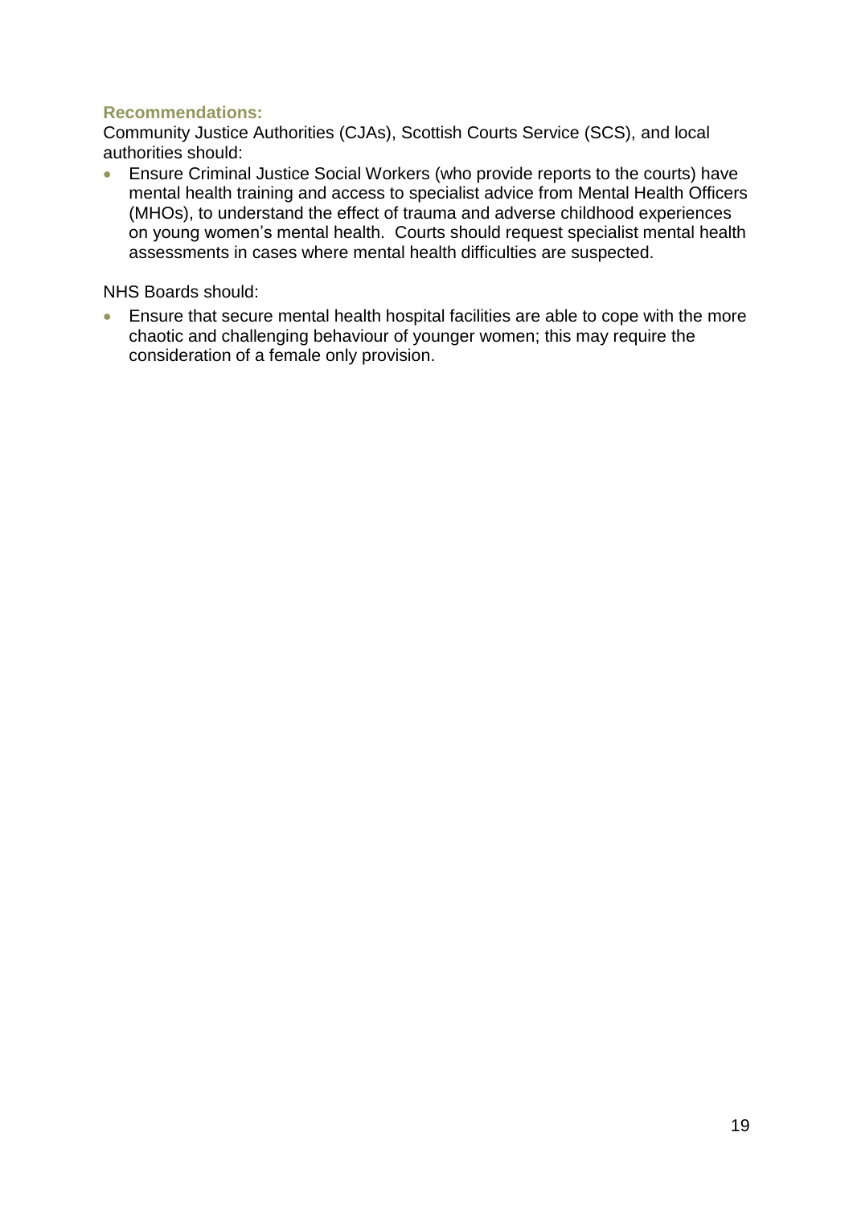**Recommendations:**

Community Justice Authorities (CJAs), Scottish Courts Service (SCS), and local authorities should:

- Ensure Criminal Justice Social Workers (who provide reports to the courts) have mental health training and access to specialist advice from Mental Health Officers (MHOs), to understand the effect of trauma and adverse childhood experiences on young women's mental health. Courts should request specialist mental health assessments in cases where mental health difficulties are suspected.

NHS Boards should:

- Ensure that secure mental health hospital facilities are able to cope with the more chaotic and challenging behaviour of younger women; this may require the consideration of a female only provision.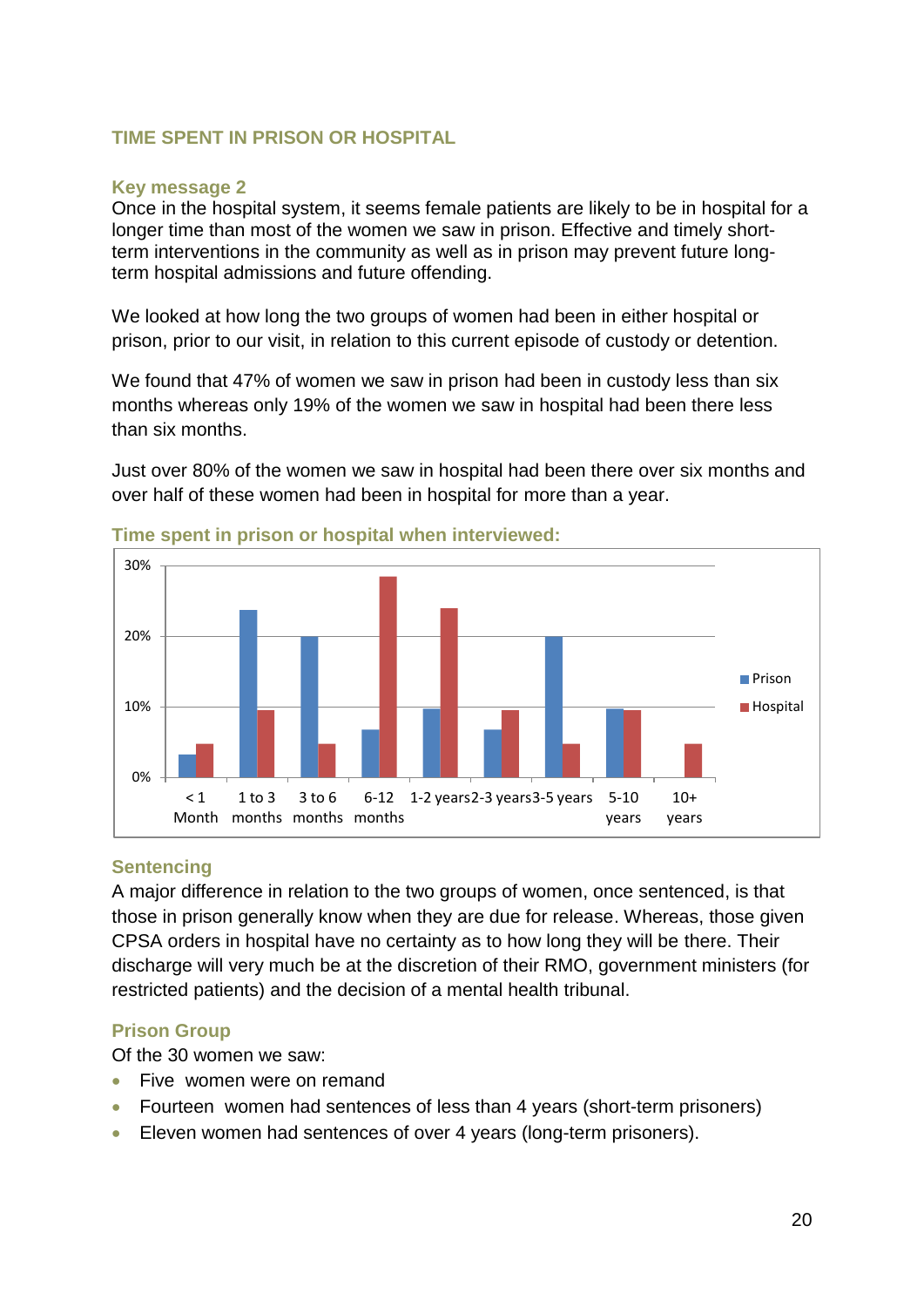## TIME SPENT IN PRISON OR HOSPITAL

### Key message 2

Once in the hospital system, it seems female patients are likely to be in hospital for a longer time than most of the women we saw in prison. Effective and timely short-term interventions in the community as well as in prison may prevent future long-term hospital admissions and future offending.

We looked at how long the two groups of women had been in either hospital or prison, prior to our visit, in relation to this current episode of custody or detention.

We found that 47% of women we saw in prison had been in custody less than six months whereas only 19% of the women we saw in hospital had been there less than six months.

Just over 80% of the women we saw in hospital had been there over six months and over half of these women had been in hospital for more than a year.

### Time spent in prison or hospital when interviewed:

### Sentencing

A major difference in relation to the two groups of women, once sentenced, is that those in prison generally know when they are due for release. Whereas, those given CPSA orders in hospital have no certainty as to how long they will be there. Their discharge will very much be at the discretion of their RMO, government ministers (for restricted patients) and the decision of a mental health tribunal.

### Prison Group

Of the 30 women we saw:

- Five women were on remand
- Fourteen women had sentences of less than 4 years (short-term prisoners)
- Eleven women had sentences of over 4 years (long-term prisoners).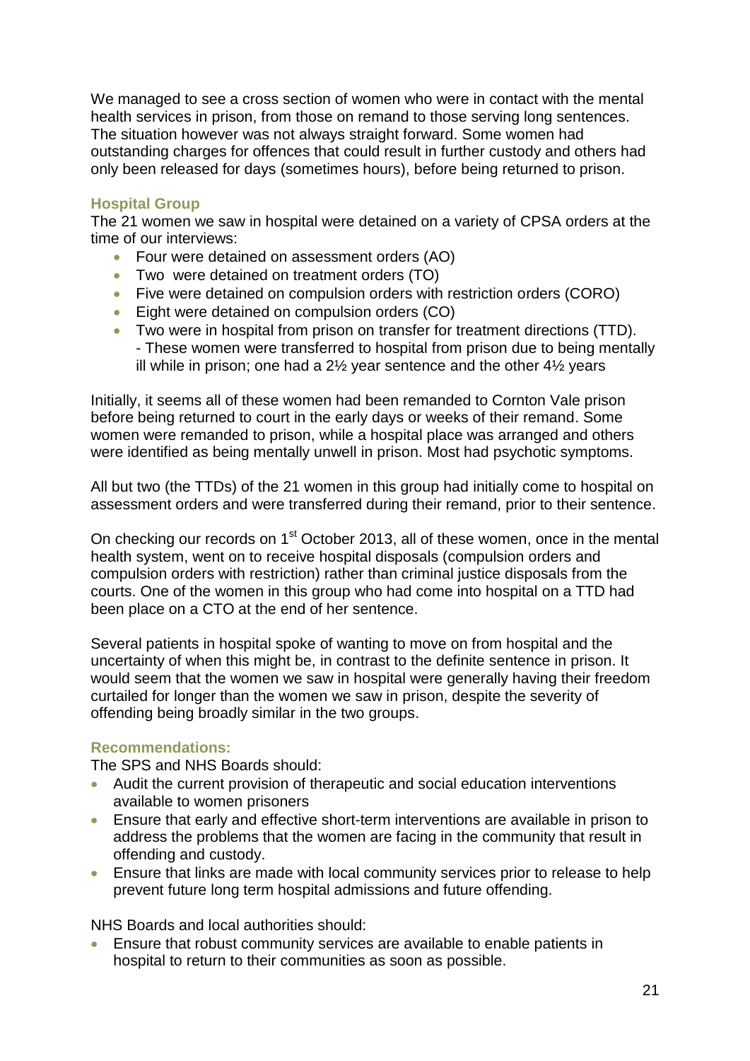We managed to see a cross section of women who were in contact with the mental health services in prison, from those on remand to those serving long sentences. The situation however was not always straight forward. Some women had outstanding charges for offences that could result in further custody and others had only been released for days (sometimes hours), before being returned to prison.

### Hospital Group

The 21 women we saw in hospital were detained on a variety of CPSA orders at the time of our interviews:

- Four were detained on assessment orders (AO)
- Two were detained on treatment orders (TO)
- Five were detained on compulsion orders with restriction orders (CORO)
- Eight were detained on compulsion orders (CO)
- Two were in hospital from prison on transfer for treatment directions (TTD).
  - These women were transferred to hospital from prison due to being mentally ill while in prison; one had a 2½ year sentence and the other 4½ years

Initially, it seems all of these women had been remanded to Cornton Vale prison before being returned to court in the early days or weeks of their remand. Some women were remanded to prison, while a hospital place was arranged and others were identified as being mentally unwell in prison. Most had psychotic symptoms.

All but two (the TTDs) of the 21 women in this group had initially come to hospital on assessment orders and were transferred during their remand, prior to their sentence.

On checking our records on 1st October 2013, all of these women, once in the mental health system, went on to receive hospital disposals (compulsion orders and compulsion orders with restriction) rather than criminal justice disposals from the courts. One of the women in this group who had come into hospital on a TTD had been place on a CTO at the end of her sentence.

Several patients in hospital spoke of wanting to move on from hospital and the uncertainty of when this might be, in contrast to the definite sentence in prison. It would seem that the women we saw in hospital were generally having their freedom curtailed for longer than the women we saw in prison, despite the severity of offending being broadly similar in the two groups.

### Recommendations:

The SPS and NHS Boards should:

- Audit the current provision of therapeutic and social education interventions available to women prisoners
- Ensure that early and effective short-term interventions are available in prison to address the problems that the women are facing in the community that result in offending and custody.
- Ensure that links are made with local community services prior to release to help prevent future long term hospital admissions and future offending.

NHS Boards and local authorities should:

- Ensure that robust community services are available to enable patients in hospital to return to their communities as soon as possible.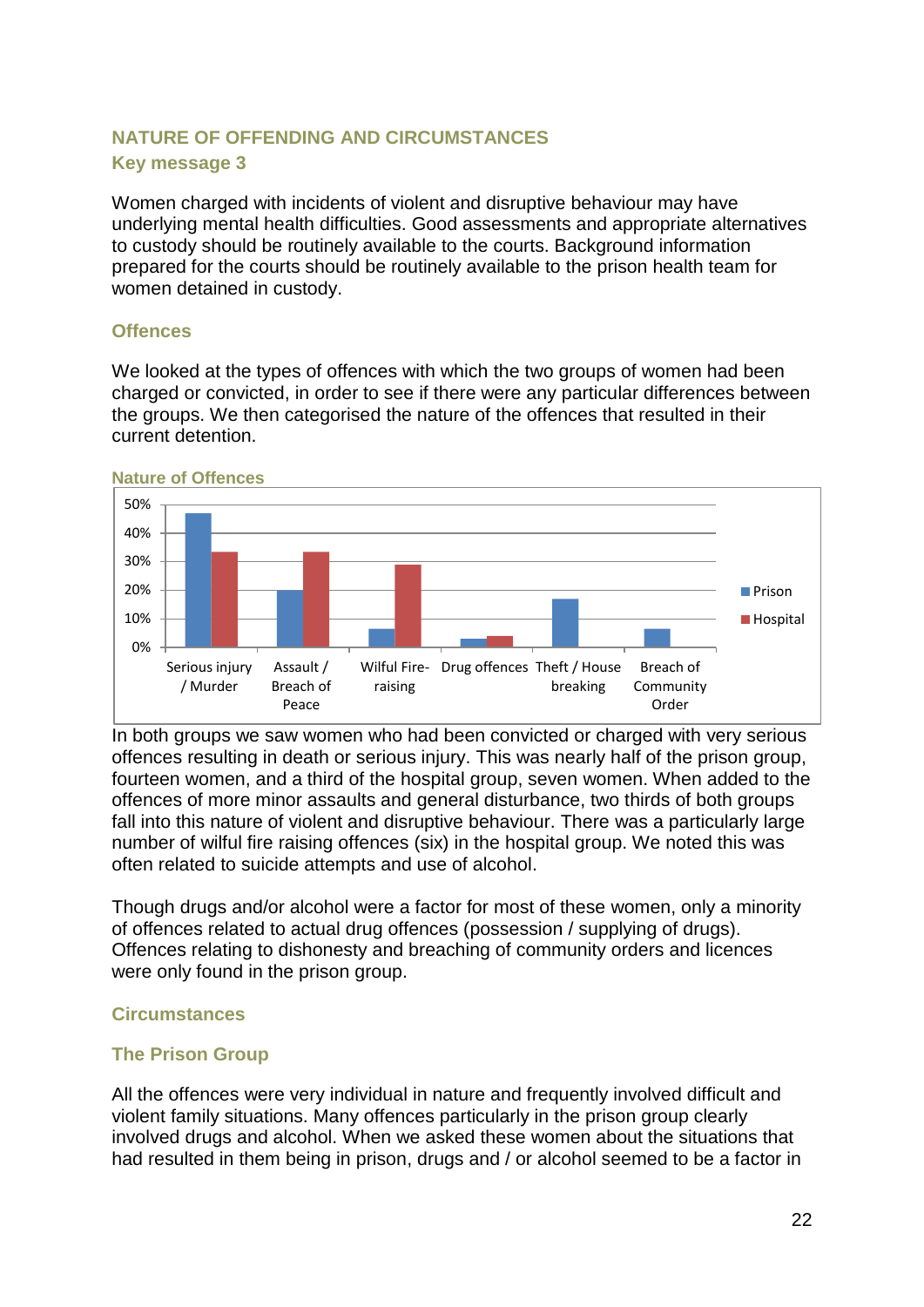## NATURE OF OFFENDING AND CIRCUMSTANCES

### Key message 3

Women charged with incidents of violent and disruptive behaviour may have underlying mental health difficulties. Good assessments and appropriate alternatives to custody should be routinely available to the courts. Background information prepared for the courts should be routinely available to the prison health team for women detained in custody.

### Offences

We looked at the types of offences with which the two groups of women had been charged or convicted, in order to see if there were any particular differences between the groups. We then categorised the nature of the offences that resulted in their current detention.

**Nature of Offences**

In both groups we saw women who had been convicted or charged with very serious offences resulting in death or serious injury. This was nearly half of the prison group, fourteen women, and a third of the hospital group, seven women. When added to the offences of more minor assaults and general disturbance, two thirds of both groups fall into this nature of violent and disruptive behaviour. There was a particularly large number of wilful fire raising offences (six) in the hospital group. We noted this was often related to suicide attempts and use of alcohol.

Though drugs and/or alcohol were a factor for most of these women, only a minority of offences related to actual drug offences (possession / supplying of drugs). Offences relating to dishonesty and breaching of community orders and licences were only found in the prison group.

### Circumstances

### The Prison Group

All the offences were very individual in nature and frequently involved difficult and violent family situations. Many offences particularly in the prison group clearly involved drugs and alcohol. When we asked these women about the situations that had resulted in them being in prison, drugs and / or alcohol seemed to be a factor in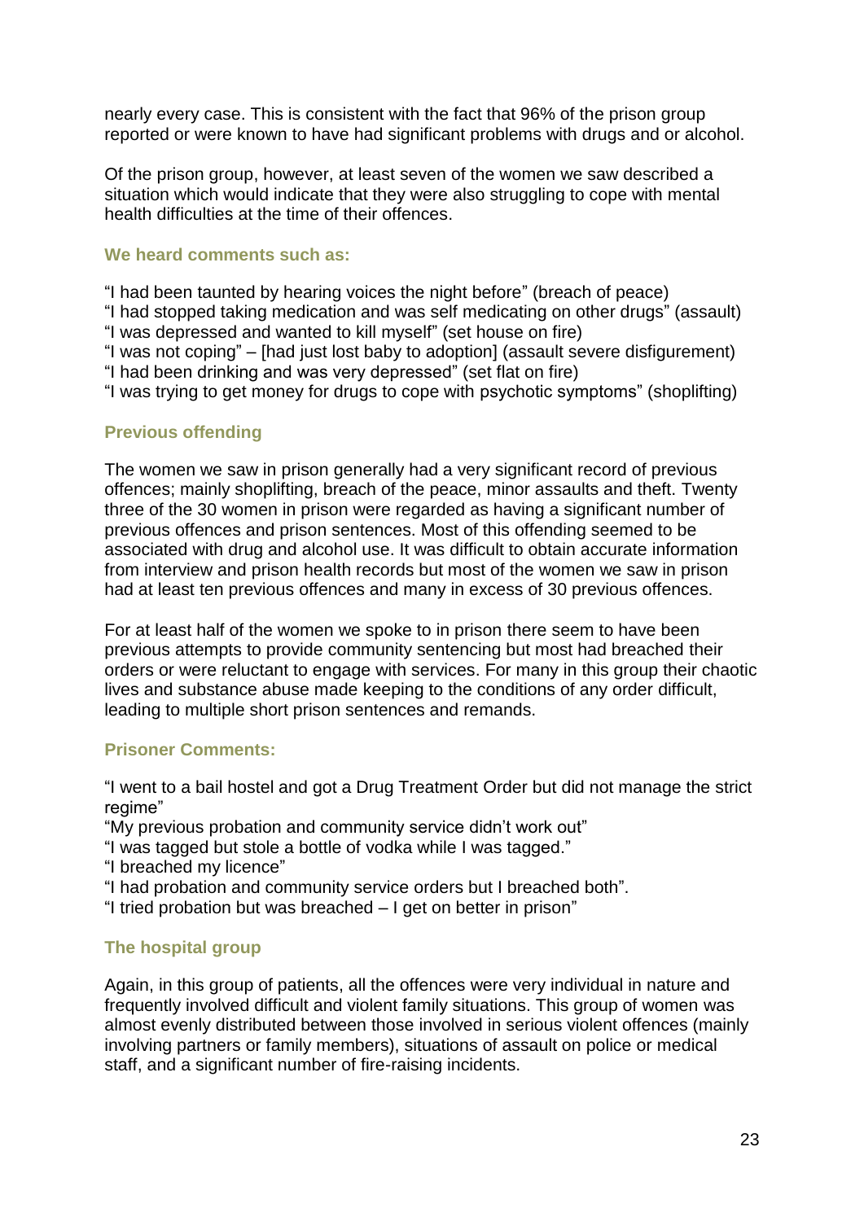nearly every case. This is consistent with the fact that 96% of the prison group reported or were known to have had significant problems with drugs and or alcohol.

Of the prison group, however, at least seven of the women we saw described a situation which would indicate that they were also struggling to cope with mental health difficulties at the time of their offences.

### We heard comments such as:

"I had been taunted by hearing voices the night before" (breach of peace)
"I had stopped taking medication and was self medicating on other drugs" (assault)
"I was depressed and wanted to kill myself" (set house on fire)
"I was not coping" – [had just lost baby to adoption] (assault severe disfigurement)
"I had been drinking and was very depressed" (set flat on fire)
"I was trying to get money for drugs to cope with psychotic symptoms" (shoplifting)

### Previous offending

The women we saw in prison generally had a very significant record of previous offences; mainly shoplifting, breach of the peace, minor assaults and theft. Twenty three of the 30 women in prison were regarded as having a significant number of previous offences and prison sentences. Most of this offending seemed to be associated with drug and alcohol use. It was difficult to obtain accurate information from interview and prison health records but most of the women we saw in prison had at least ten previous offences and many in excess of 30 previous offences.

For at least half of the women we spoke to in prison there seem to have been previous attempts to provide community sentencing but most had breached their orders or were reluctant to engage with services. For many in this group their chaotic lives and substance abuse made keeping to the conditions of any order difficult, leading to multiple short prison sentences and remands.

### Prisoner Comments:

"I went to a bail hostel and got a Drug Treatment Order but did not manage the strict regime"
"My previous probation and community service didn't work out"
"I was tagged but stole a bottle of vodka while I was tagged."
"I breached my licence"
"I had probation and community service orders but I breached both".
"I tried probation but was breached – I get on better in prison"

### The hospital group

Again, in this group of patients, all the offences were very individual in nature and frequently involved difficult and violent family situations. This group of women was almost evenly distributed between those involved in serious violent offences (mainly involving partners or family members), situations of assault on police or medical staff, and a significant number of fire-raising incidents.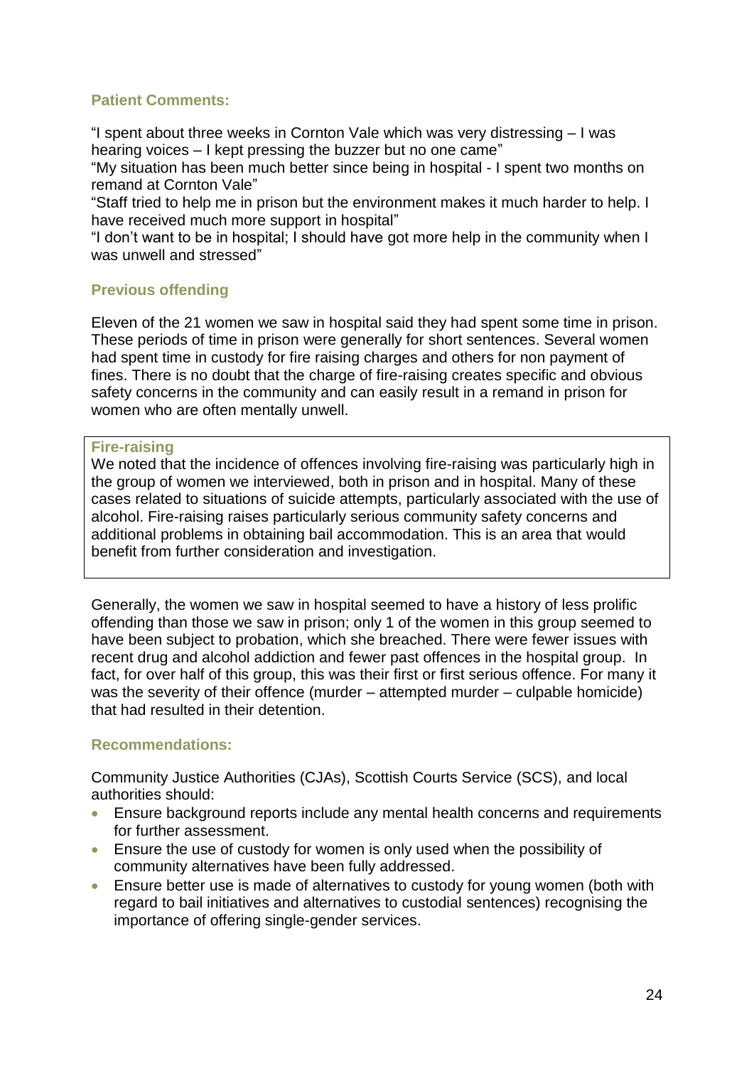### Patient Comments:

"I spent about three weeks in Cornton Vale which was very distressing – I was hearing voices – I kept pressing the buzzer but no one came"

"My situation has been much better since being in hospital - I spent two months on remand at Cornton Vale"

"Staff tried to help me in prison but the environment makes it much harder to help. I have received much more support in hospital"

"I don't want to be in hospital; I should have got more help in the community when I was unwell and stressed"

### Previous offending

Eleven of the 21 women we saw in hospital said they had spent some time in prison. These periods of time in prison were generally for short sentences. Several women had spent time in custody for fire raising charges and others for non payment of fines. There is no doubt that the charge of fire-raising creates specific and obvious safety concerns in the community and can easily result in a remand in prison for women who are often mentally unwell.

> **Fire-raising**
>
> We noted that the incidence of offences involving fire-raising was particularly high in the group of women we interviewed, both in prison and in hospital. Many of these cases related to situations of suicide attempts, particularly associated with the use of alcohol. Fire-raising raises particularly serious community safety concerns and additional problems in obtaining bail accommodation. This is an area that would benefit from further consideration and investigation.

Generally, the women we saw in hospital seemed to have a history of less prolific offending than those we saw in prison; only 1 of the women in this group seemed to have been subject to probation, which she breached. There were fewer issues with recent drug and alcohol addiction and fewer past offences in the hospital group. In fact, for over half of this group, this was their first or first serious offence. For many it was the severity of their offence (murder – attempted murder – culpable homicide) that had resulted in their detention.

### Recommendations:

Community Justice Authorities (CJAs), Scottish Courts Service (SCS), and local authorities should:

- Ensure background reports include any mental health concerns and requirements for further assessment.
- Ensure the use of custody for women is only used when the possibility of community alternatives have been fully addressed.
- Ensure better use is made of alternatives to custody for young women (both with regard to bail initiatives and alternatives to custodial sentences) recognising the importance of offering single-gender services.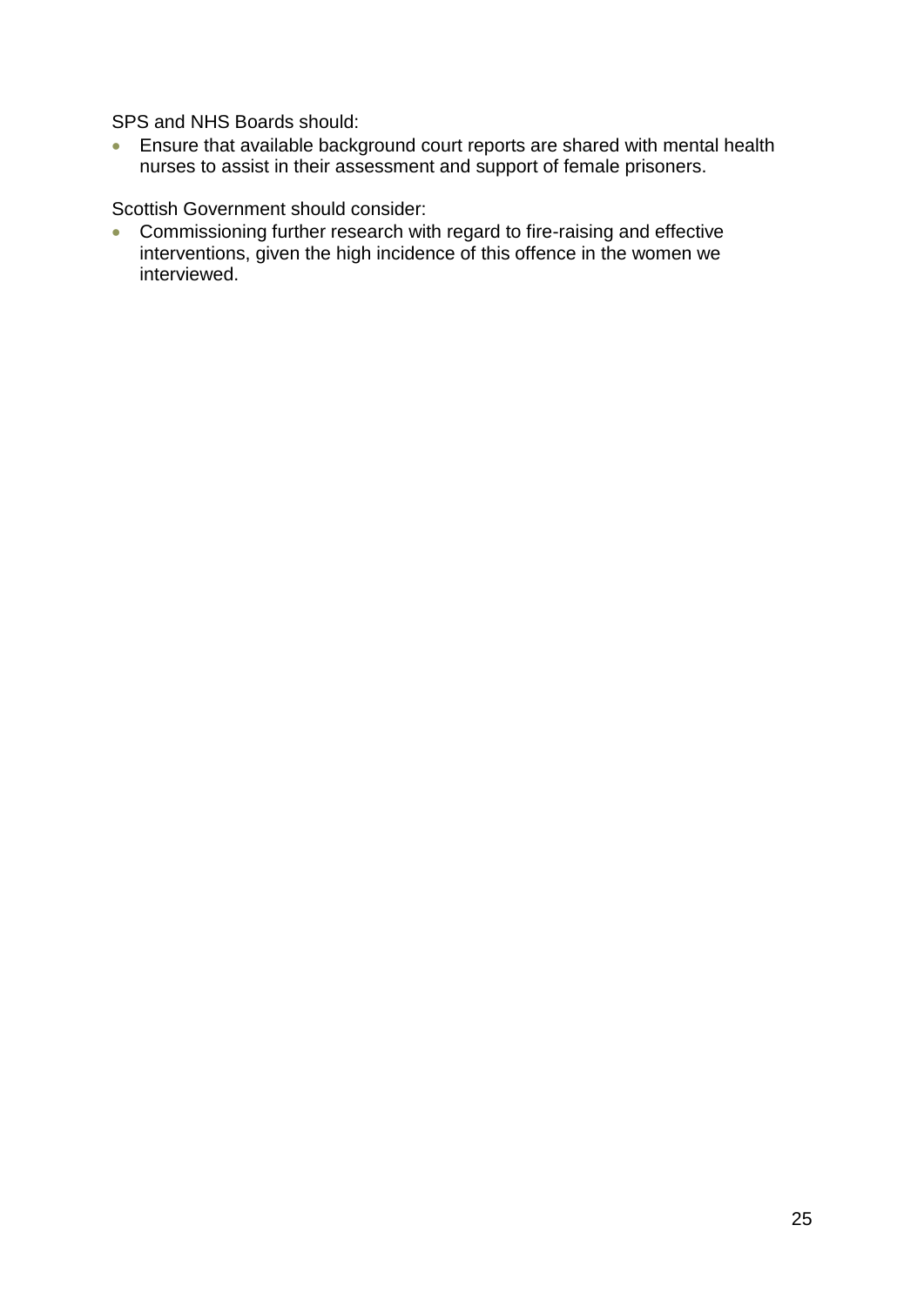SPS and NHS Boards should:

- Ensure that available background court reports are shared with mental health nurses to assist in their assessment and support of female prisoners.

Scottish Government should consider:

- Commissioning further research with regard to fire-raising and effective interventions, given the high incidence of this offence in the women we interviewed.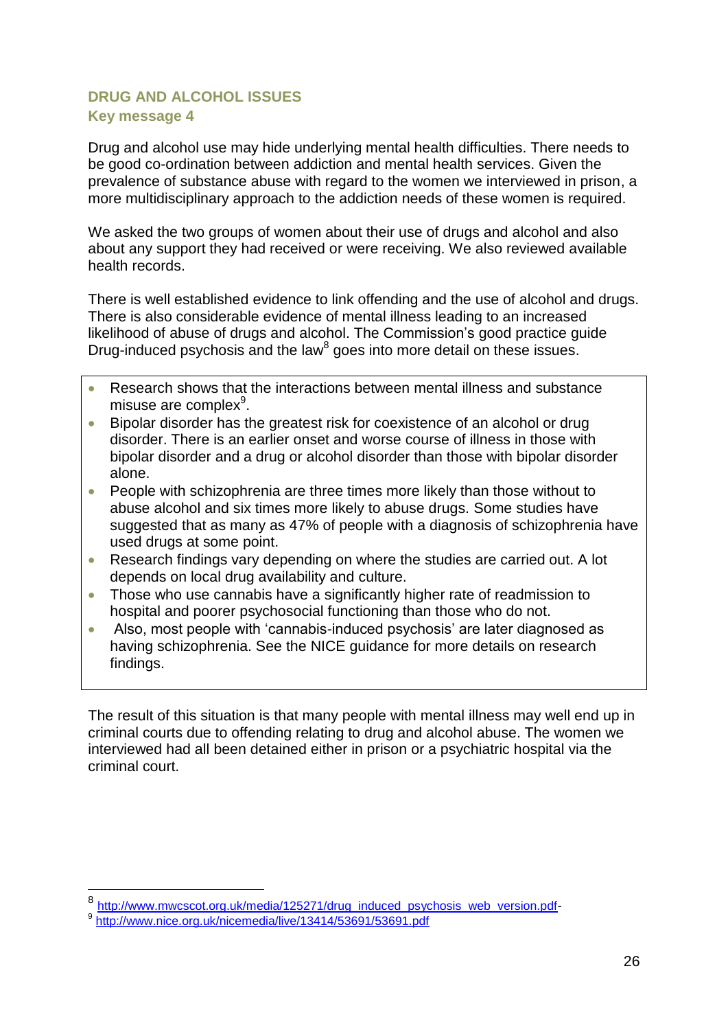## DRUG AND ALCOHOL ISSUES

### Key message 4

Drug and alcohol use may hide underlying mental health difficulties. There needs to be good co-ordination between addiction and mental health services. Given the prevalence of substance abuse with regard to the women we interviewed in prison, a more multidisciplinary approach to the addiction needs of these women is required.

We asked the two groups of women about their use of drugs and alcohol and also about any support they had received or were receiving. We also reviewed available health records.

There is well established evidence to link offending and the use of alcohol and drugs. There is also considerable evidence of mental illness leading to an increased likelihood of abuse of drugs and alcohol. The Commission's good practice guide Drug-induced psychosis and the law[8] goes into more detail on these issues.

- Research shows that the interactions between mental illness and substance misuse are complex[9].
- Bipolar disorder has the greatest risk for coexistence of an alcohol or drug disorder. There is an earlier onset and worse course of illness in those with bipolar disorder and a drug or alcohol disorder than those with bipolar disorder alone.
- People with schizophrenia are three times more likely than those without to abuse alcohol and six times more likely to abuse drugs. Some studies have suggested that as many as 47% of people with a diagnosis of schizophrenia have used drugs at some point.
- Research findings vary depending on where the studies are carried out. A lot depends on local drug availability and culture.
- Those who use cannabis have a significantly higher rate of readmission to hospital and poorer psychosocial functioning than those who do not.
- Also, most people with 'cannabis-induced psychosis' are later diagnosed as having schizophrenia. See the NICE guidance for more details on research findings.

The result of this situation is that many people with mental illness may well end up in criminal courts due to offending relating to drug and alcohol abuse. The women we interviewed had all been detained either in prison or a psychiatric hospital via the criminal court.

---

[8] http://www.mwcscot.org.uk/media/125271/drug_induced_psychosis_web_version.pdf-

[9] http://www.nice.org.uk/nicemedia/live/13414/53691/53691.pdf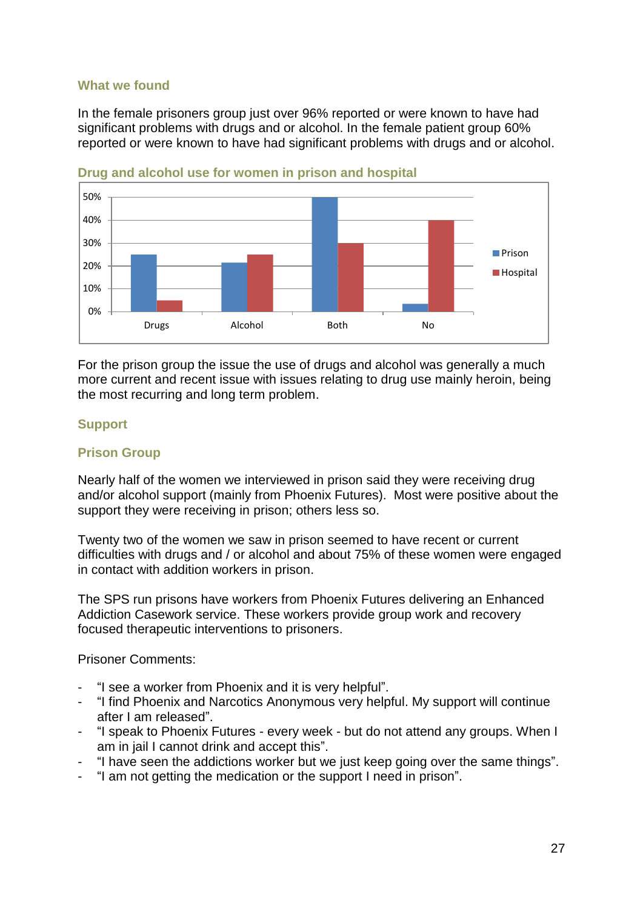### What we found

In the female prisoners group just over 96% reported or were known to have had significant problems with drugs and or alcohol. In the female patient group 60% reported or were known to have had significant problems with drugs and or alcohol.

### Drug and alcohol use for women in prison and hospital

For the prison group the issue the use of drugs and alcohol was generally a much more current and recent issue with issues relating to drug use mainly heroin, being the most recurring and long term problem.

### Support

### Prison Group

Nearly half of the women we interviewed in prison said they were receiving drug and/or alcohol support (mainly from Phoenix Futures). Most were positive about the support they were receiving in prison; others less so.

Twenty two of the women we saw in prison seemed to have recent or current difficulties with drugs and / or alcohol and about 75% of these women were engaged in contact with addition workers in prison.

The SPS run prisons have workers from Phoenix Futures delivering an Enhanced Addiction Casework service. These workers provide group work and recovery focused therapeutic interventions to prisoners.

Prisoner Comments:

- "I see a worker from Phoenix and it is very helpful".
- "I find Phoenix and Narcotics Anonymous very helpful. My support will continue after I am released".
- "I speak to Phoenix Futures - every week - but do not attend any groups. When I am in jail I cannot drink and accept this".
- "I have seen the addictions worker but we just keep going over the same things".
- "I am not getting the medication or the support I need in prison".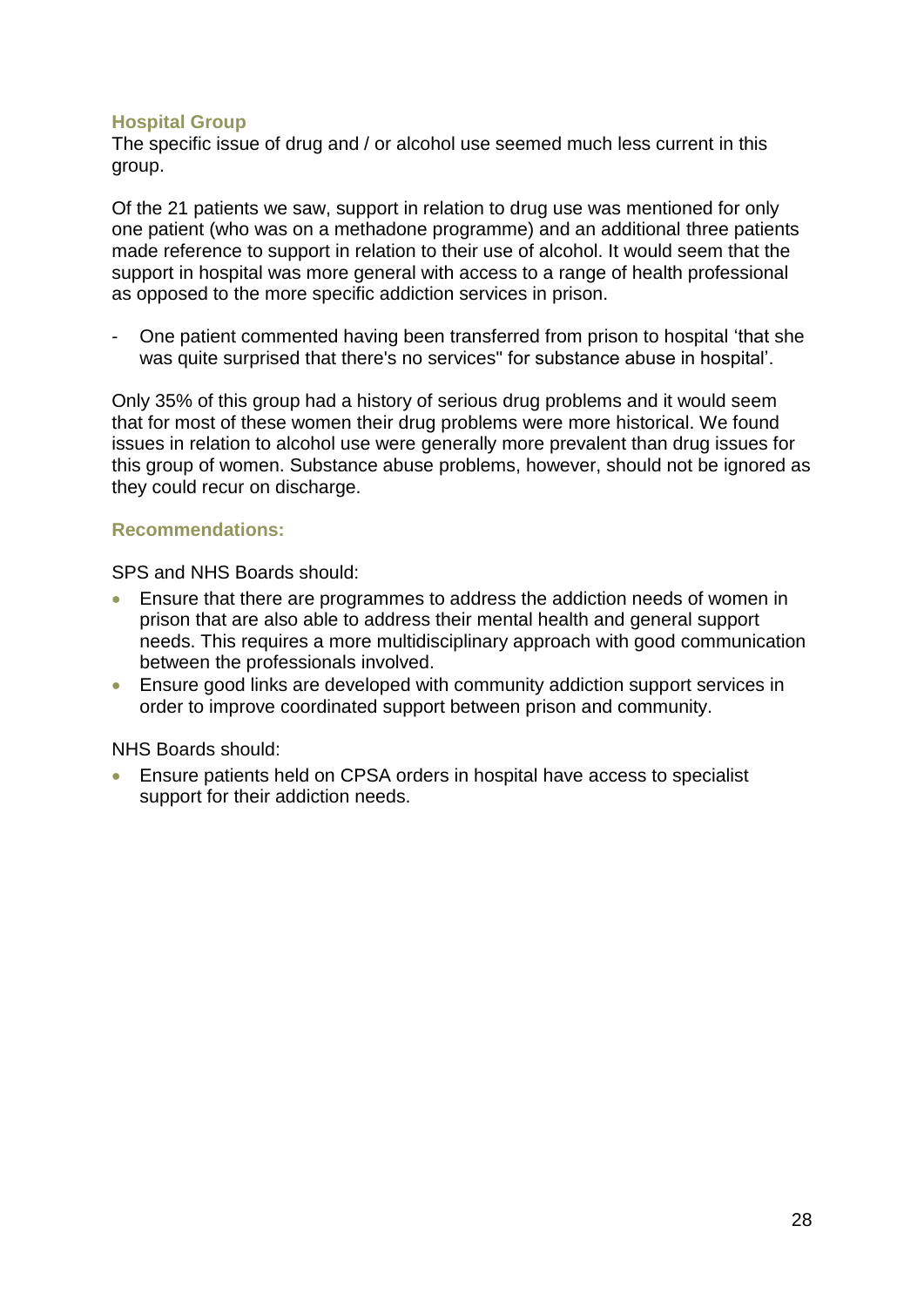### Hospital Group

The specific issue of drug and / or alcohol use seemed much less current in this group.

Of the 21 patients we saw, support in relation to drug use was mentioned for only one patient (who was on a methadone programme) and an additional three patients made reference to support in relation to their use of alcohol. It would seem that the support in hospital was more general with access to a range of health professional as opposed to the more specific addiction services in prison.

- One patient commented having been transferred from prison to hospital 'that she was quite surprised that there's no services" for substance abuse in hospital'.

Only 35% of this group had a history of serious drug problems and it would seem that for most of these women their drug problems were more historical. We found issues in relation to alcohol use were generally more prevalent than drug issues for this group of women. Substance abuse problems, however, should not be ignored as they could recur on discharge.

### Recommendations:

SPS and NHS Boards should:

- Ensure that there are programmes to address the addiction needs of women in prison that are also able to address their mental health and general support needs. This requires a more multidisciplinary approach with good communication between the professionals involved.
- Ensure good links are developed with community addiction support services in order to improve coordinated support between prison and community.

NHS Boards should:

- Ensure patients held on CPSA orders in hospital have access to specialist support for their addiction needs.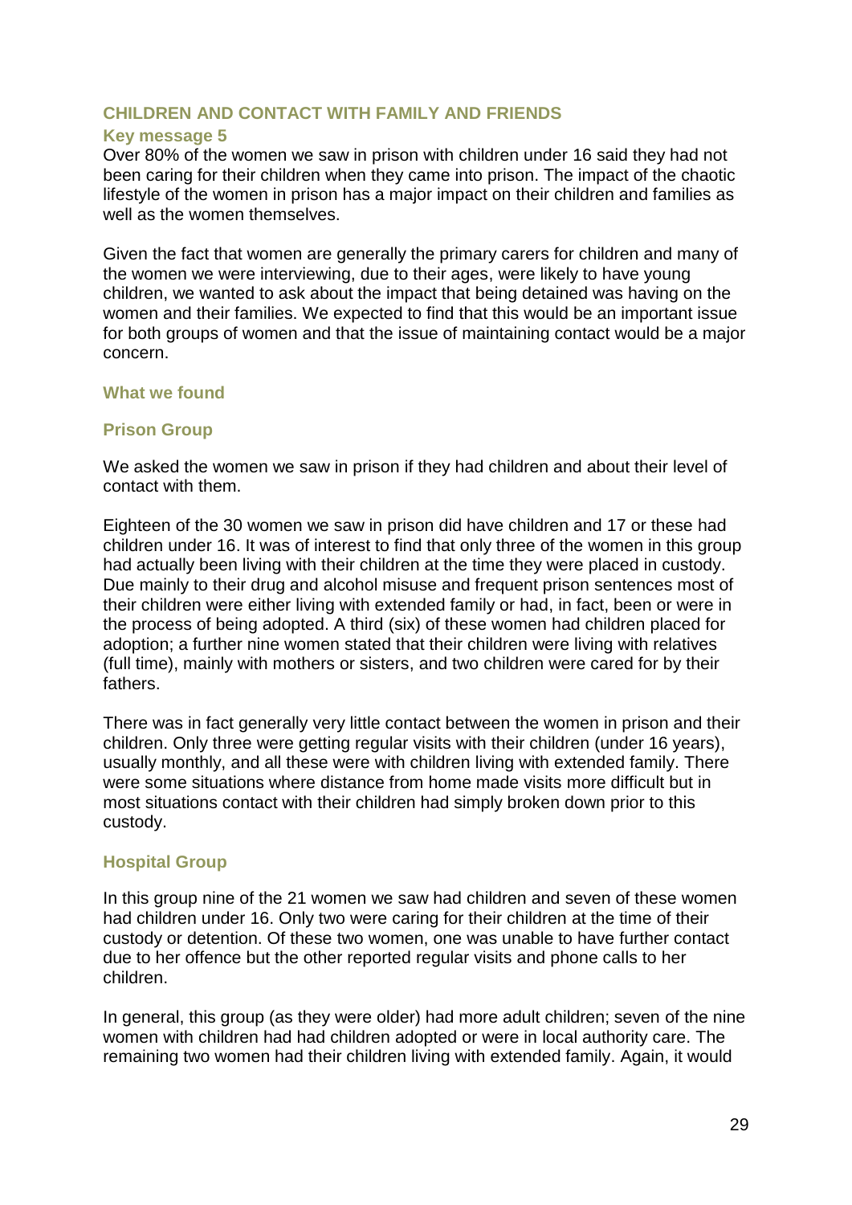## CHILDREN AND CONTACT WITH FAMILY AND FRIENDS

### Key message 5

Over 80% of the women we saw in prison with children under 16 said they had not been caring for their children when they came into prison. The impact of the chaotic lifestyle of the women in prison has a major impact on their children and families as well as the women themselves.

Given the fact that women are generally the primary carers for children and many of the women we were interviewing, due to their ages, were likely to have young children, we wanted to ask about the impact that being detained was having on the women and their families. We expected to find that this would be an important issue for both groups of women and that the issue of maintaining contact would be a major concern.

### What we found

### Prison Group

We asked the women we saw in prison if they had children and about their level of contact with them.

Eighteen of the 30 women we saw in prison did have children and 17 or these had children under 16. It was of interest to find that only three of the women in this group had actually been living with their children at the time they were placed in custody. Due mainly to their drug and alcohol misuse and frequent prison sentences most of their children were either living with extended family or had, in fact, been or were in the process of being adopted. A third (six) of these women had children placed for adoption; a further nine women stated that their children were living with relatives (full time), mainly with mothers or sisters, and two children were cared for by their fathers.

There was in fact generally very little contact between the women in prison and their children. Only three were getting regular visits with their children (under 16 years), usually monthly, and all these were with children living with extended family. There were some situations where distance from home made visits more difficult but in most situations contact with their children had simply broken down prior to this custody.

### Hospital Group

In this group nine of the 21 women we saw had children and seven of these women had children under 16. Only two were caring for their children at the time of their custody or detention. Of these two women, one was unable to have further contact due to her offence but the other reported regular visits and phone calls to her children.

In general, this group (as they were older) had more adult children; seven of the nine women with children had had children adopted or were in local authority care. The remaining two women had their children living with extended family. Again, it would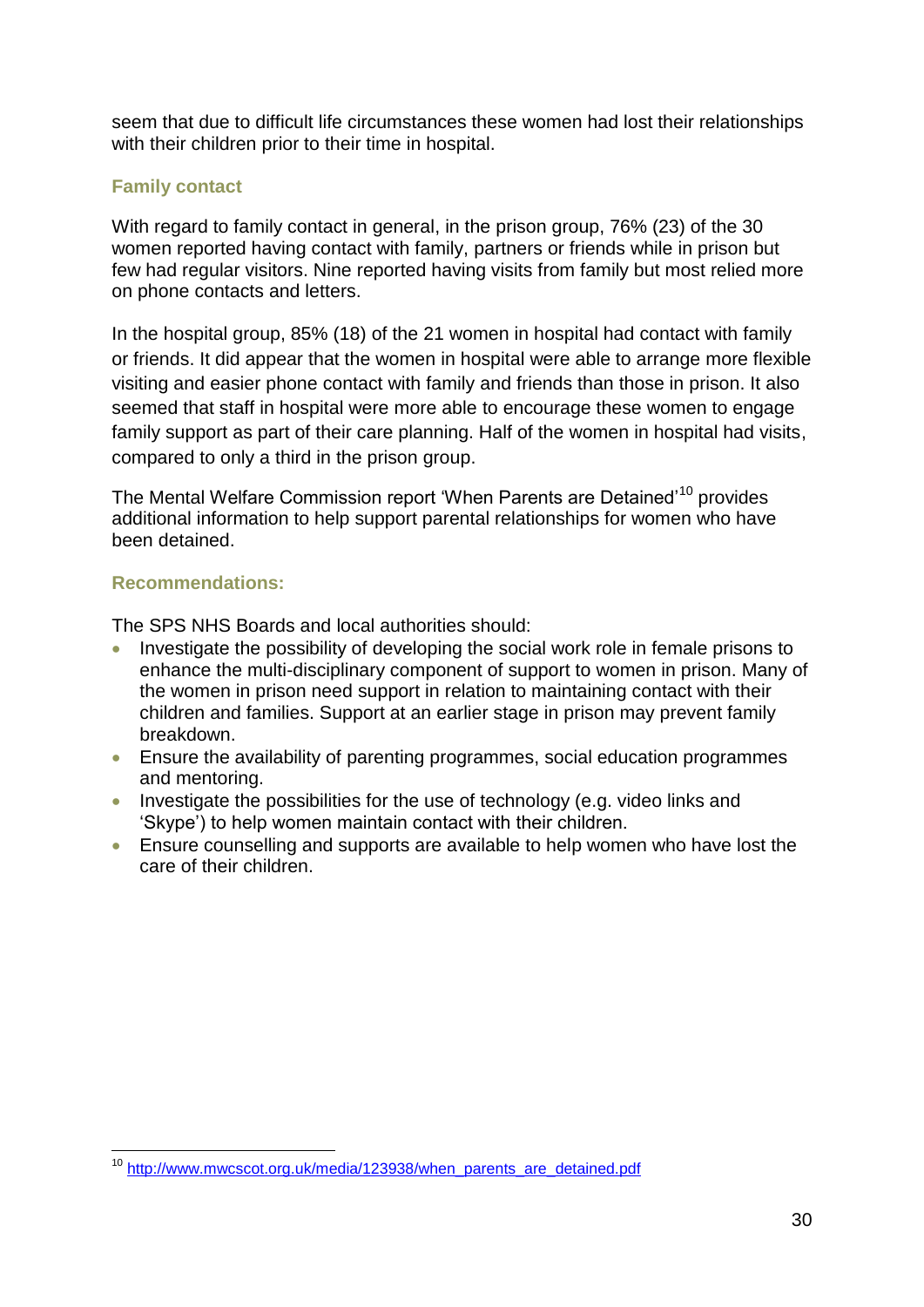seem that due to difficult life circumstances these women had lost their relationships with their children prior to their time in hospital.

### Family contact

With regard to family contact in general, in the prison group, 76% (23) of the 30 women reported having contact with family, partners or friends while in prison but few had regular visitors. Nine reported having visits from family but most relied more on phone contacts and letters.

In the hospital group, 85% (18) of the 21 women in hospital had contact with family or friends. It did appear that the women in hospital were able to arrange more flexible visiting and easier phone contact with family and friends than those in prison. It also seemed that staff in hospital were more able to encourage these women to engage family support as part of their care planning. Half of the women in hospital had visits, compared to only a third in the prison group.

The Mental Welfare Commission report 'When Parents are Detained'[10] provides additional information to help support parental relationships for women who have been detained.

### Recommendations:

The SPS NHS Boards and local authorities should:

- Investigate the possibility of developing the social work role in female prisons to enhance the multi-disciplinary component of support to women in prison. Many of the women in prison need support in relation to maintaining contact with their children and families. Support at an earlier stage in prison may prevent family breakdown.
- Ensure the availability of parenting programmes, social education programmes and mentoring.
- Investigate the possibilities for the use of technology (e.g. video links and 'Skype') to help women maintain contact with their children.
- Ensure counselling and supports are available to help women who have lost the care of their children.

---

[10] http://www.mwcscot.org.uk/media/123938/when_parents_are_detained.pdf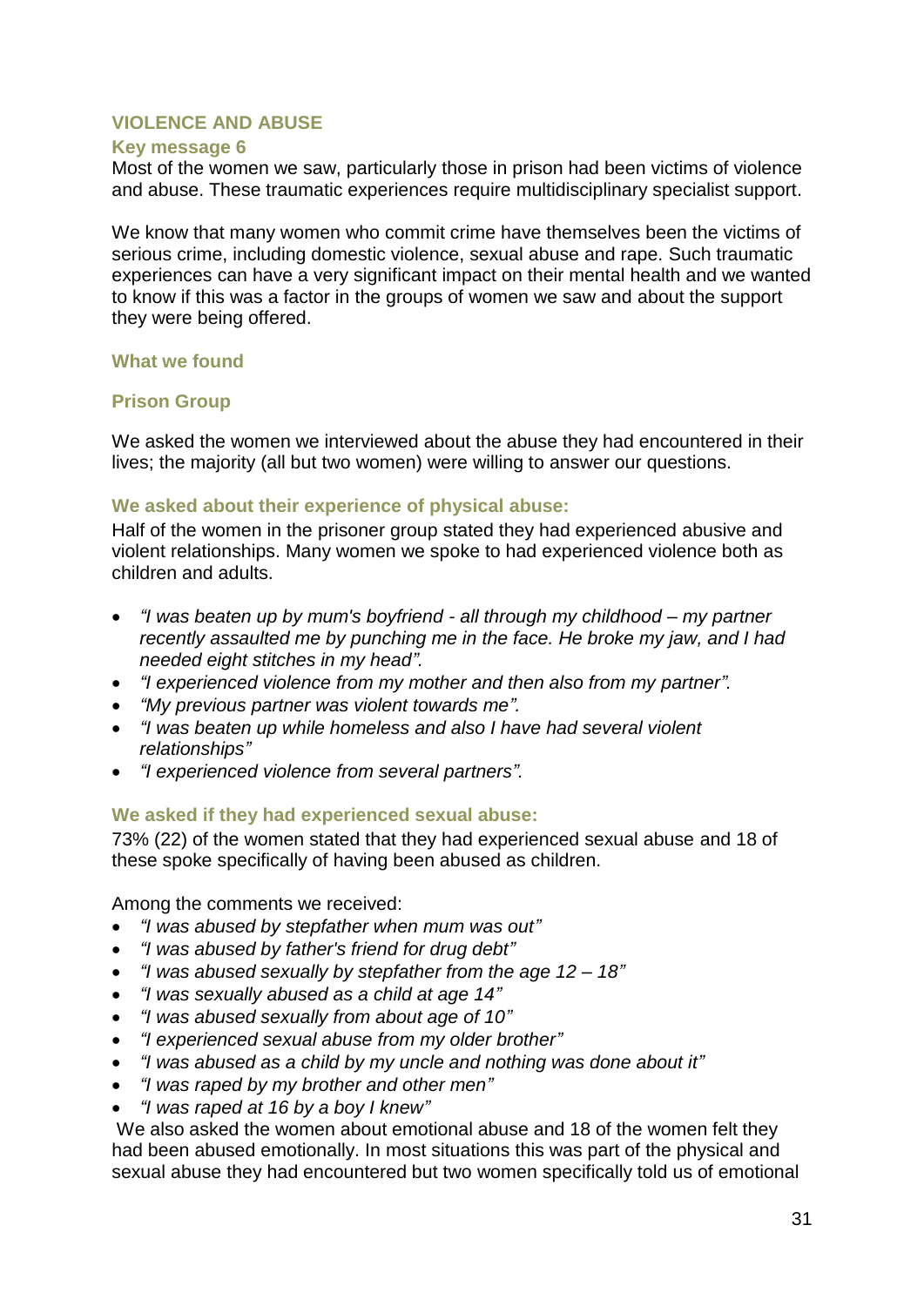## VIOLENCE AND ABUSE

### Key message 6

Most of the women we saw, particularly those in prison had been victims of violence and abuse. These traumatic experiences require multidisciplinary specialist support.

We know that many women who commit crime have themselves been the victims of serious crime, including domestic violence, sexual abuse and rape. Such traumatic experiences can have a very significant impact on their mental health and we wanted to know if this was a factor in the groups of women we saw and about the support they were being offered.

### What we found

### Prison Group

We asked the women we interviewed about the abuse they had encountered in their lives; the majority (all but two women) were willing to answer our questions.

#### We asked about their experience of physical abuse:

Half of the women in the prisoner group stated they had experienced abusive and violent relationships. Many women we spoke to had experienced violence both as children and adults.

- *"I was beaten up by mum's boyfriend - all through my childhood – my partner recently assaulted me by punching me in the face. He broke my jaw, and I had needed eight stitches in my head".*
- *"I experienced violence from my mother and then also from my partner".*
- *"My previous partner was violent towards me".*
- *"I was beaten up while homeless and also I have had several violent relationships"*
- *"I experienced violence from several partners".*

#### We asked if they had experienced sexual abuse:

73% (22) of the women stated that they had experienced sexual abuse and 18 of these spoke specifically of having been abused as children.

Among the comments we received:

- *"I was abused by stepfather when mum was out"*
- *"I was abused by father's friend for drug debt"*
- *"I was abused sexually by stepfather from the age 12 – 18"*
- *"I was sexually abused as a child at age 14"*
- *"I was abused sexually from about age of 10"*
- *"I experienced sexual abuse from my older brother"*
- *"I was abused as a child by my uncle and nothing was done about it"*
- *"I was raped by my brother and other men"*
- *"I was raped at 16 by a boy I knew"*

We also asked the women about emotional abuse and 18 of the women felt they had been abused emotionally. In most situations this was part of the physical and sexual abuse they had encountered but two women specifically told us of emotional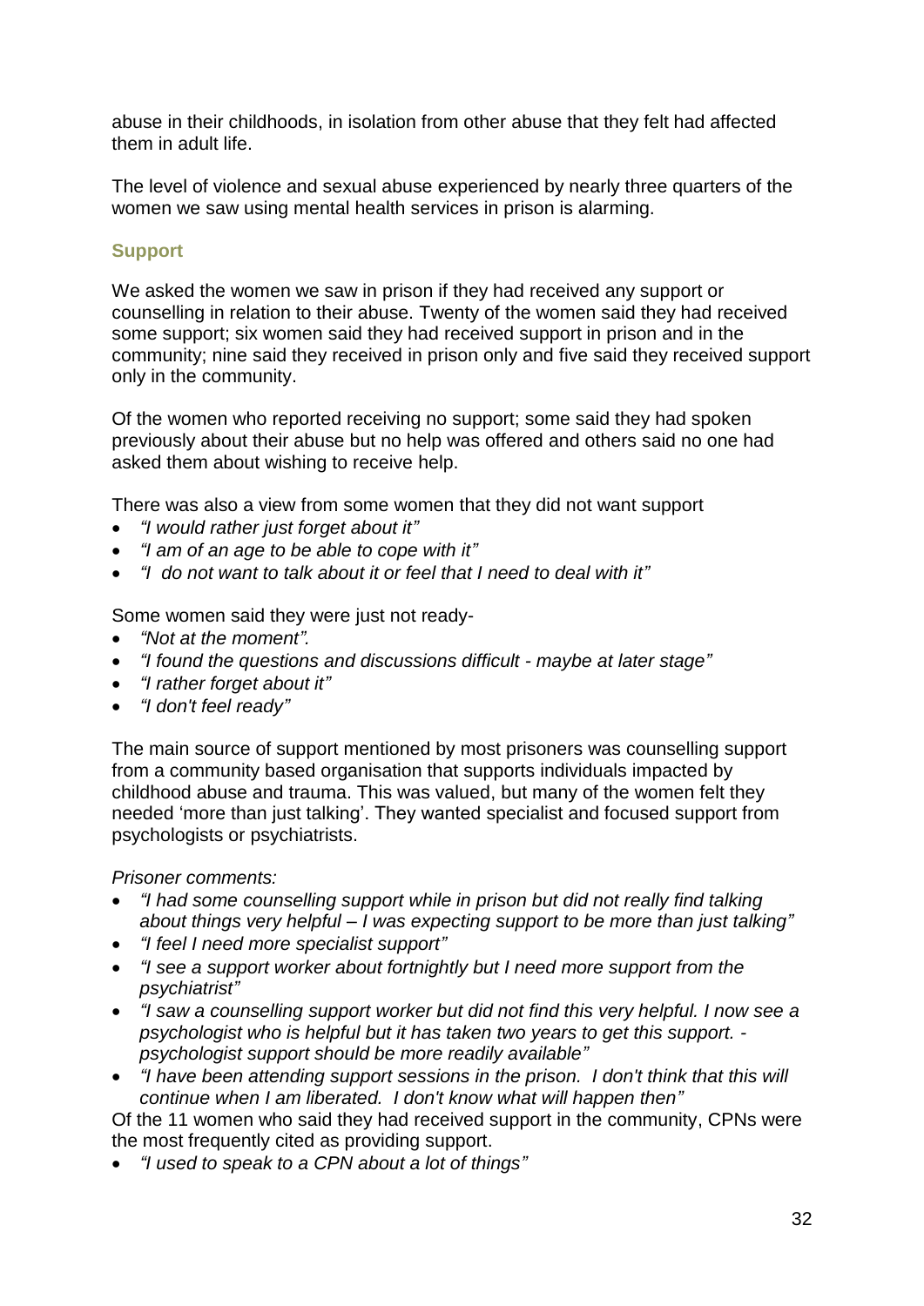abuse in their childhoods, in isolation from other abuse that they felt had affected them in adult life.

The level of violence and sexual abuse experienced by nearly three quarters of the women we saw using mental health services in prison is alarming.

### Support

We asked the women we saw in prison if they had received any support or counselling in relation to their abuse. Twenty of the women said they had received some support; six women said they had received support in prison and in the community; nine said they received in prison only and five said they received support only in the community.

Of the women who reported receiving no support; some said they had spoken previously about their abuse but no help was offered and others said no one had asked them about wishing to receive help.

There was also a view from some women that they did not want support

- *"I would rather just forget about it"*
- *"I am of an age to be able to cope with it"*
- *"I do not want to talk about it or feel that I need to deal with it"*

Some women said they were just not ready-

- *"Not at the moment".*
- *"I found the questions and discussions difficult - maybe at later stage"*
- *"I rather forget about it"*
- *"I don't feel ready"*

The main source of support mentioned by most prisoners was counselling support from a community based organisation that supports individuals impacted by childhood abuse and trauma. This was valued, but many of the women felt they needed 'more than just talking'. They wanted specialist and focused support from psychologists or psychiatrists.

*Prisoner comments:*

- *"I had some counselling support while in prison but did not really find talking about things very helpful – I was expecting support to be more than just talking"*
- *"I feel I need more specialist support"*
- *"I see a support worker about fortnightly but I need more support from the psychiatrist"*
- *"I saw a counselling support worker but did not find this very helpful. I now see a psychologist who is helpful but it has taken two years to get this support. - psychologist support should be more readily available"*
- *"I have been attending support sessions in the prison. I don't think that this will continue when I am liberated. I don't know what will happen then"*

Of the 11 women who said they had received support in the community, CPNs were the most frequently cited as providing support.

- *"I used to speak to a CPN about a lot of things"*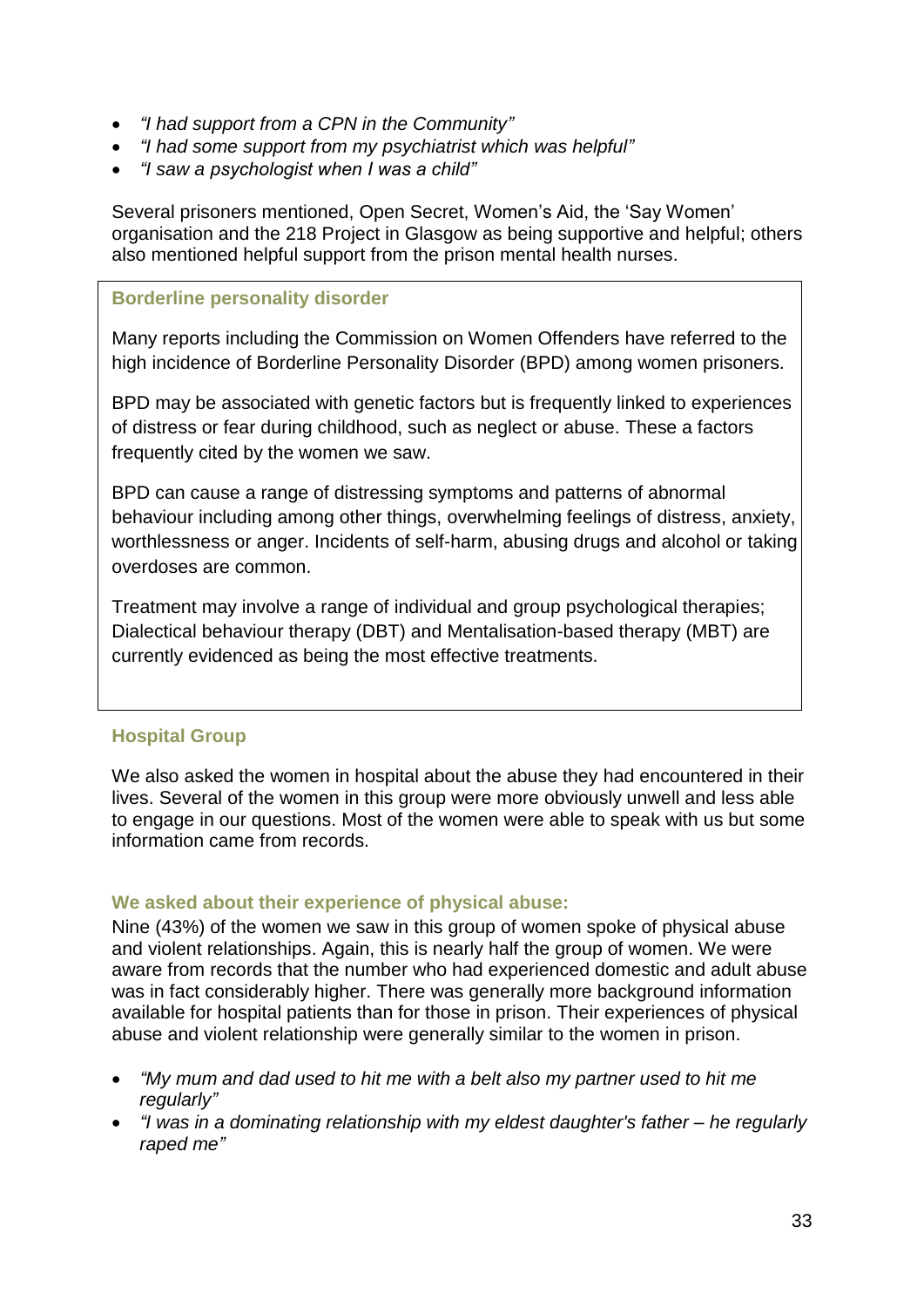- *"I had support from a CPN in the Community"*
- *"I had some support from my psychiatrist which was helpful"*
- *"I saw a psychologist when I was a child"*

Several prisoners mentioned, Open Secret, Women's Aid, the 'Say Women' organisation and the 218 Project in Glasgow as being supportive and helpful; others also mentioned helpful support from the prison mental health nurses.

### Borderline personality disorder

Many reports including the Commission on Women Offenders have referred to the high incidence of Borderline Personality Disorder (BPD) among women prisoners.

BPD may be associated with genetic factors but is frequently linked to experiences of distress or fear during childhood, such as neglect or abuse. These a factors frequently cited by the women we saw.

BPD can cause a range of distressing symptoms and patterns of abnormal behaviour including among other things, overwhelming feelings of distress, anxiety, worthlessness or anger. Incidents of self-harm, abusing drugs and alcohol or taking overdoses are common.

Treatment may involve a range of individual and group psychological therapies; Dialectical behaviour therapy (DBT) and Mentalisation-based therapy (MBT) are currently evidenced as being the most effective treatments.

### Hospital Group

We also asked the women in hospital about the abuse they had encountered in their lives. Several of the women in this group were more obviously unwell and less able to engage in our questions. Most of the women were able to speak with us but some information came from records.

### We asked about their experience of physical abuse:

Nine (43%) of the women we saw in this group of women spoke of physical abuse and violent relationships. Again, this is nearly half the group of women. We were aware from records that the number who had experienced domestic and adult abuse was in fact considerably higher. There was generally more background information available for hospital patients than for those in prison. Their experiences of physical abuse and violent relationship were generally similar to the women in prison.

- *"My mum and dad used to hit me with a belt also my partner used to hit me regularly"*
- *"I was in a dominating relationship with my eldest daughter's father – he regularly raped me"*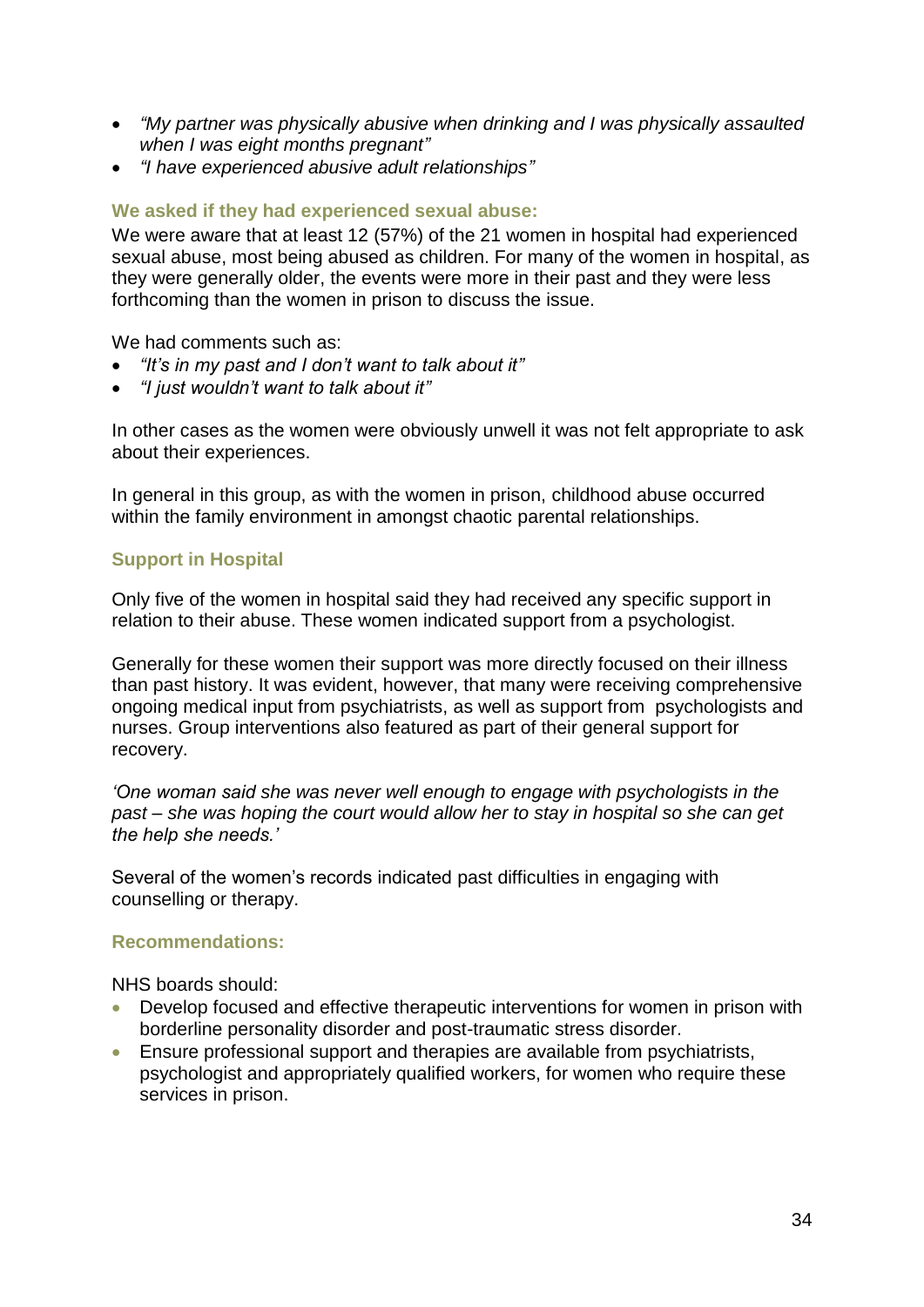- *"My partner was physically abusive when drinking and I was physically assaulted when I was eight months pregnant"*
- *"I have experienced abusive adult relationships"*

### We asked if they had experienced sexual abuse:

We were aware that at least 12 (57%) of the 21 women in hospital had experienced sexual abuse, most being abused as children. For many of the women in hospital, as they were generally older, the events were more in their past and they were less forthcoming than the women in prison to discuss the issue.

We had comments such as:

- *"It's in my past and I don't want to talk about it"*
- *"I just wouldn't want to talk about it"*

In other cases as the women were obviously unwell it was not felt appropriate to ask about their experiences.

In general in this group, as with the women in prison, childhood abuse occurred within the family environment in amongst chaotic parental relationships.

### Support in Hospital

Only five of the women in hospital said they had received any specific support in relation to their abuse. These women indicated support from a psychologist.

Generally for these women their support was more directly focused on their illness than past history. It was evident, however, that many were receiving comprehensive ongoing medical input from psychiatrists, as well as support from psychologists and nurses. Group interventions also featured as part of their general support for recovery.

*'One woman said she was never well enough to engage with psychologists in the past – she was hoping the court would allow her to stay in hospital so she can get the help she needs.'*

Several of the women's records indicated past difficulties in engaging with counselling or therapy.

### Recommendations:

NHS boards should:

- Develop focused and effective therapeutic interventions for women in prison with borderline personality disorder and post-traumatic stress disorder.
- Ensure professional support and therapies are available from psychiatrists, psychologist and appropriately qualified workers, for women who require these services in prison.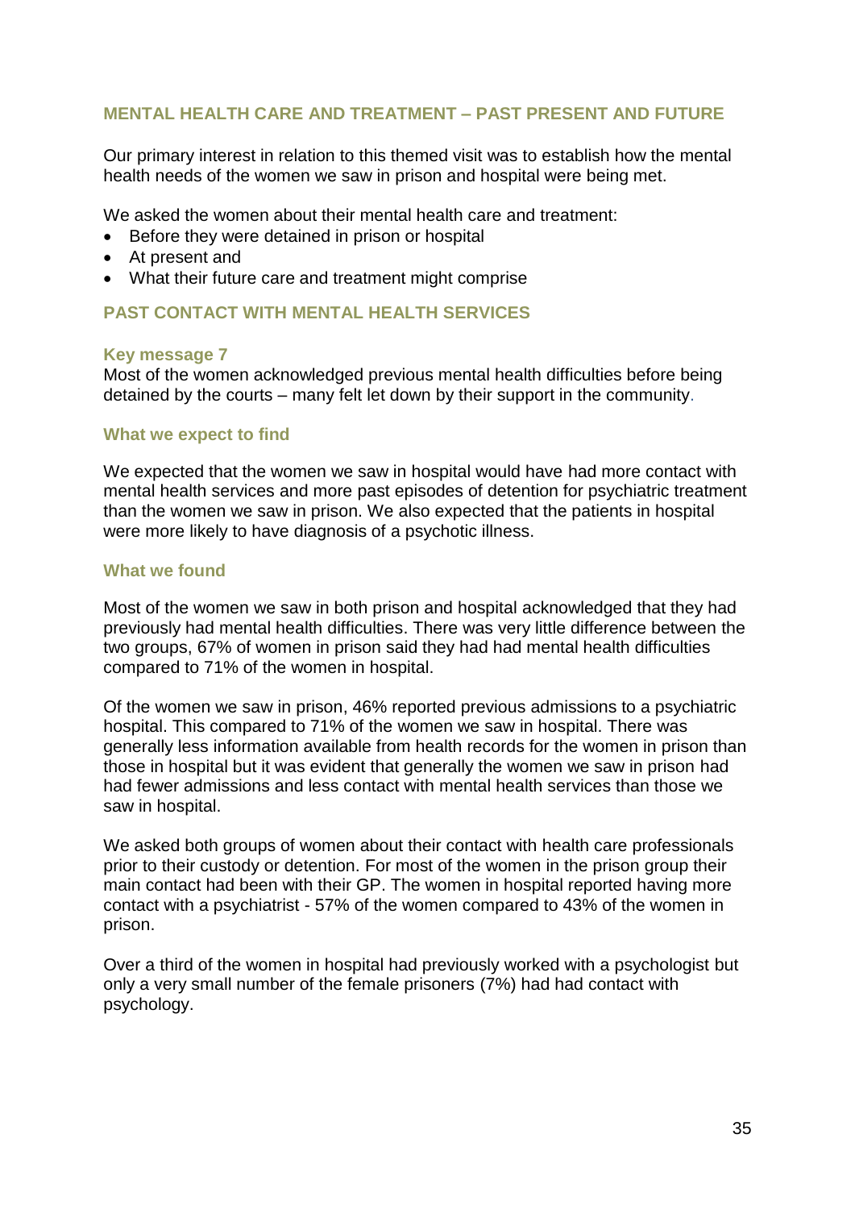## MENTAL HEALTH CARE AND TREATMENT – PAST PRESENT AND FUTURE

Our primary interest in relation to this themed visit was to establish how the mental health needs of the women we saw in prison and hospital were being met.

We asked the women about their mental health care and treatment:

- Before they were detained in prison or hospital
- At present and
- What their future care and treatment might comprise

### PAST CONTACT WITH MENTAL HEALTH SERVICES

#### Key message 7

Most of the women acknowledged previous mental health difficulties before being detained by the courts – many felt let down by their support in the community.

#### What we expect to find

We expected that the women we saw in hospital would have had more contact with mental health services and more past episodes of detention for psychiatric treatment than the women we saw in prison. We also expected that the patients in hospital were more likely to have diagnosis of a psychotic illness.

#### What we found

Most of the women we saw in both prison and hospital acknowledged that they had previously had mental health difficulties. There was very little difference between the two groups, 67% of women in prison said they had had mental health difficulties compared to 71% of the women in hospital.

Of the women we saw in prison, 46% reported previous admissions to a psychiatric hospital. This compared to 71% of the women we saw in hospital. There was generally less information available from health records for the women in prison than those in hospital but it was evident that generally the women we saw in prison had had fewer admissions and less contact with mental health services than those we saw in hospital.

We asked both groups of women about their contact with health care professionals prior to their custody or detention. For most of the women in the prison group their main contact had been with their GP. The women in hospital reported having more contact with a psychiatrist - 57% of the women compared to 43% of the women in prison.

Over a third of the women in hospital had previously worked with a psychologist but only a very small number of the female prisoners (7%) had had contact with psychology.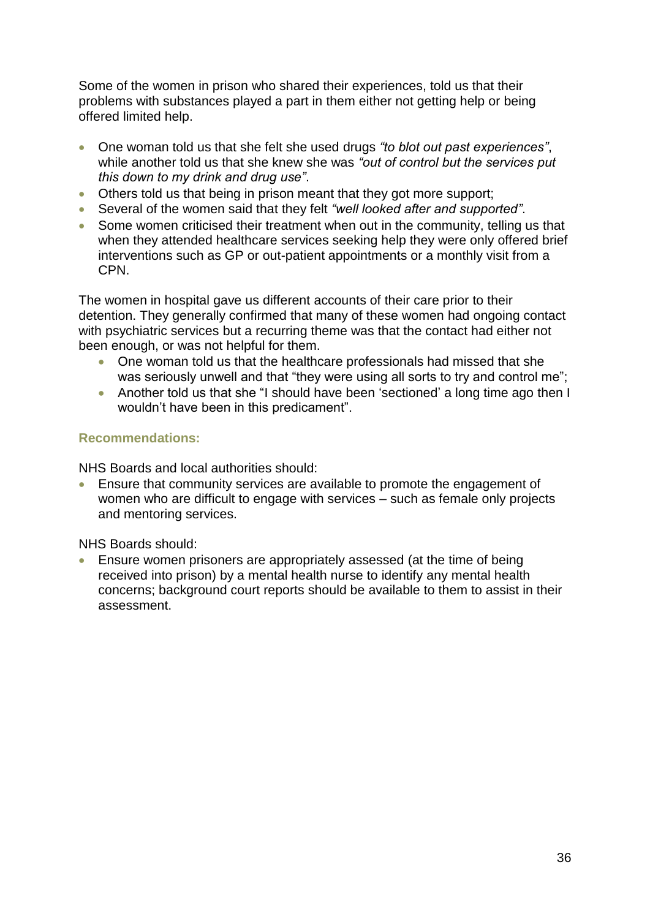Some of the women in prison who shared their experiences, told us that their problems with substances played a part in them either not getting help or being offered limited help.

- One woman told us that she felt she used drugs *"to blot out past experiences"*, while another told us that she knew she was *"out of control but the services put this down to my drink and drug use"*.
- Others told us that being in prison meant that they got more support;
- Several of the women said that they felt *"well looked after and supported"*.
- Some women criticised their treatment when out in the community, telling us that when they attended healthcare services seeking help they were only offered brief interventions such as GP or out-patient appointments or a monthly visit from a CPN.

The women in hospital gave us different accounts of their care prior to their detention. They generally confirmed that many of these women had ongoing contact with psychiatric services but a recurring theme was that the contact had either not been enough, or was not helpful for them.

- One woman told us that the healthcare professionals had missed that she was seriously unwell and that "they were using all sorts to try and control me";
- Another told us that she "I should have been 'sectioned' a long time ago then I wouldn't have been in this predicament".

**Recommendations:**

NHS Boards and local authorities should:

- Ensure that community services are available to promote the engagement of women who are difficult to engage with services – such as female only projects and mentoring services.

NHS Boards should:

- Ensure women prisoners are appropriately assessed (at the time of being received into prison) by a mental health nurse to identify any mental health concerns; background court reports should be available to them to assist in their assessment.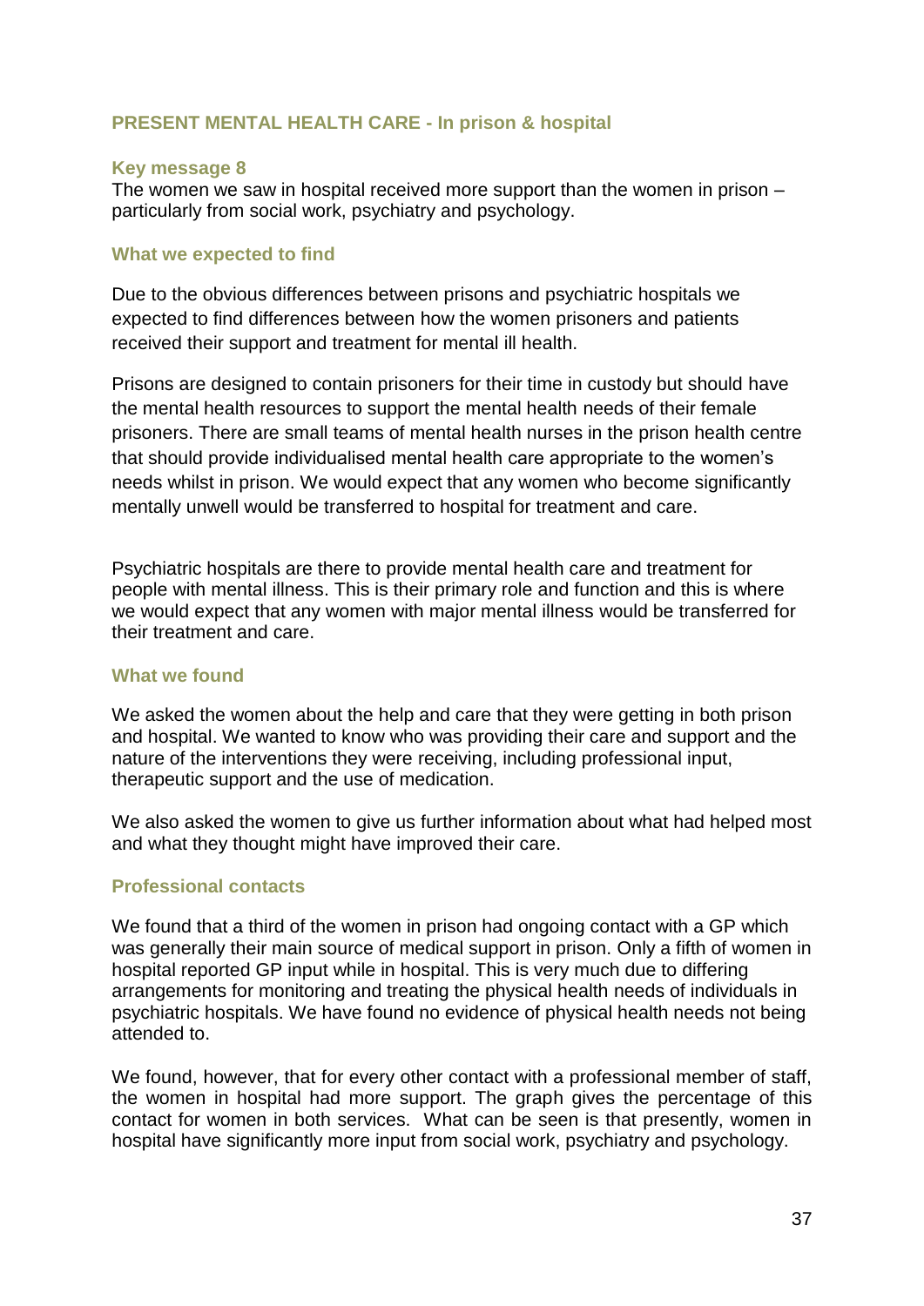## PRESENT MENTAL HEALTH CARE - In prison & hospital

### Key message 8

The women we saw in hospital received more support than the women in prison – particularly from social work, psychiatry and psychology.

### What we expected to find

Due to the obvious differences between prisons and psychiatric hospitals we expected to find differences between how the women prisoners and patients received their support and treatment for mental ill health.

Prisons are designed to contain prisoners for their time in custody but should have the mental health resources to support the mental health needs of their female prisoners. There are small teams of mental health nurses in the prison health centre that should provide individualised mental health care appropriate to the women's needs whilst in prison. We would expect that any women who become significantly mentally unwell would be transferred to hospital for treatment and care.

Psychiatric hospitals are there to provide mental health care and treatment for people with mental illness. This is their primary role and function and this is where we would expect that any women with major mental illness would be transferred for their treatment and care.

### What we found

We asked the women about the help and care that they were getting in both prison and hospital. We wanted to know who was providing their care and support and the nature of the interventions they were receiving, including professional input, therapeutic support and the use of medication.

We also asked the women to give us further information about what had helped most and what they thought might have improved their care.

### Professional contacts

We found that a third of the women in prison had ongoing contact with a GP which was generally their main source of medical support in prison. Only a fifth of women in hospital reported GP input while in hospital. This is very much due to differing arrangements for monitoring and treating the physical health needs of individuals in psychiatric hospitals. We have found no evidence of physical health needs not being attended to.

We found, however, that for every other contact with a professional member of staff, the women in hospital had more support. The graph gives the percentage of this contact for women in both services. What can be seen is that presently, women in hospital have significantly more input from social work, psychiatry and psychology.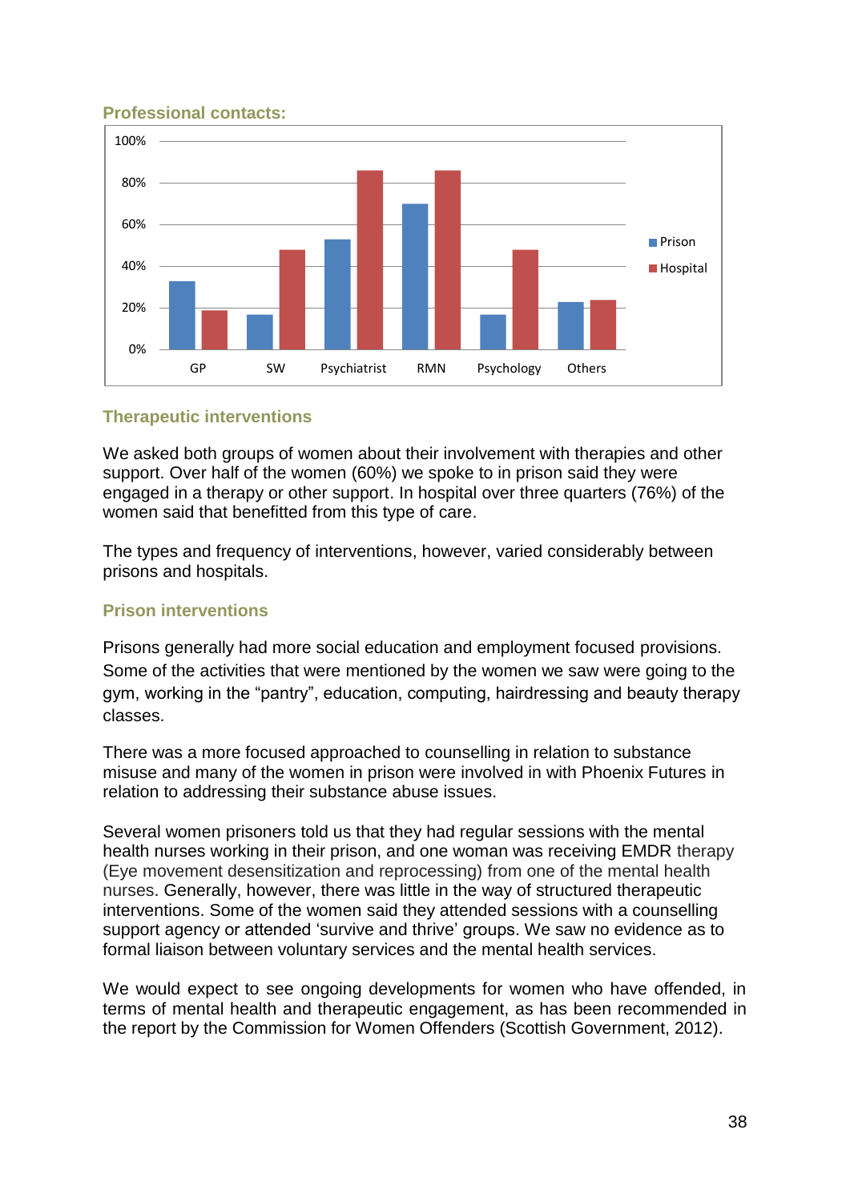**Professional contacts:**

| | Prison | Hospital |
|---|---|---|
| GP | 33% | 19% |
| SW | 17% | 48% |
| Psychiatrist | 53% | 86% |
| RMN | 70% | 86% |
| Psychology | 17% | 48% |
| Others | 23% | 24% |

### Therapeutic interventions

We asked both groups of women about their involvement with therapies and other support. Over half of the women (60%) we spoke to in prison said they were engaged in a therapy or other support. In hospital over three quarters (76%) of the women said that benefitted from this type of care.

The types and frequency of interventions, however, varied considerably between prisons and hospitals.

### Prison interventions

Prisons generally had more social education and employment focused provisions. Some of the activities that were mentioned by the women we saw were going to the gym, working in the "pantry", education, computing, hairdressing and beauty therapy classes.

There was a more focused approached to counselling in relation to substance misuse and many of the women in prison were involved in with Phoenix Futures in relation to addressing their substance abuse issues.

Several women prisoners told us that they had regular sessions with the mental health nurses working in their prison, and one woman was receiving EMDR therapy (Eye movement desensitization and reprocessing) from one of the mental health nurses. Generally, however, there was little in the way of structured therapeutic interventions. Some of the women said they attended sessions with a counselling support agency or attended 'survive and thrive' groups. We saw no evidence as to formal liaison between voluntary services and the mental health services.

We would expect to see ongoing developments for women who have offended, in terms of mental health and therapeutic engagement, as has been recommended in the report by the Commission for Women Offenders (Scottish Government, 2012).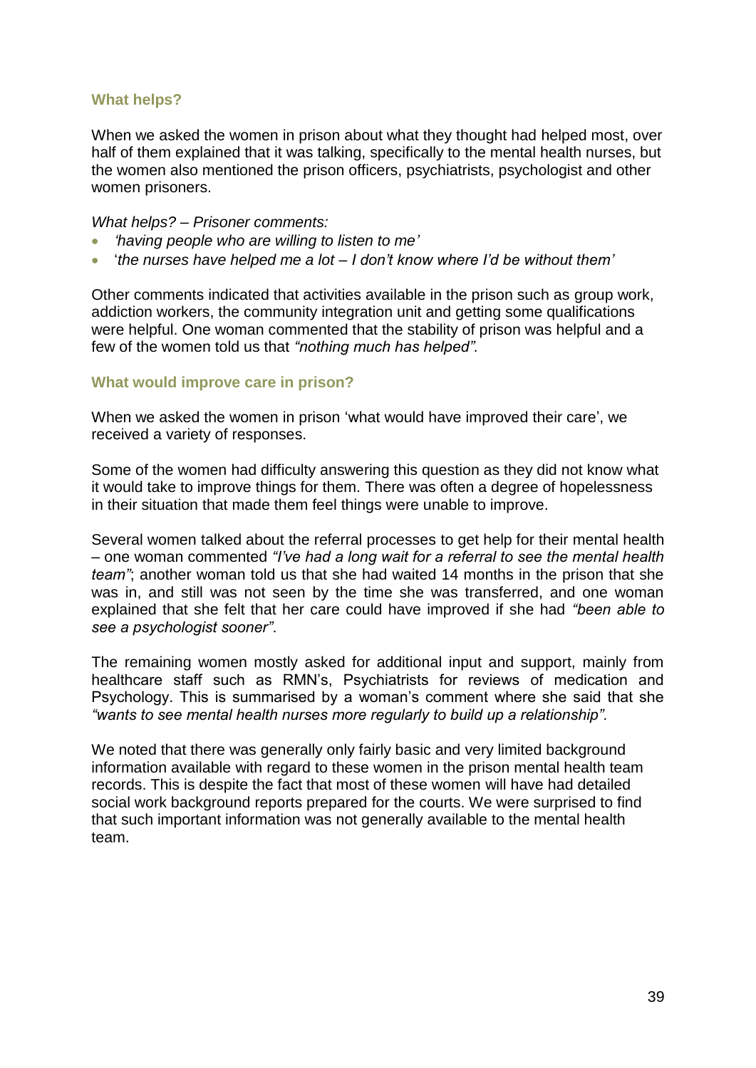### What helps?

When we asked the women in prison about what they thought had helped most, over half of them explained that it was talking, specifically to the mental health nurses, but the women also mentioned the prison officers, psychiatrists, psychologist and other women prisoners.

*What helps? – Prisoner comments:*

- *'having people who are willing to listen to me'*
- '*the nurses have helped me a lot – I don't know where I'd be without them'*

Other comments indicated that activities available in the prison such as group work, addiction workers, the community integration unit and getting some qualifications were helpful. One woman commented that the stability of prison was helpful and a few of the women told us that *"nothing much has helped".*

### What would improve care in prison?

When we asked the women in prison 'what would have improved their care', we received a variety of responses.

Some of the women had difficulty answering this question as they did not know what it would take to improve things for them. There was often a degree of hopelessness in their situation that made them feel things were unable to improve.

Several women talked about the referral processes to get help for their mental health – one woman commented *"I've had a long wait for a referral to see the mental health team"*; another woman told us that she had waited 14 months in the prison that she was in, and still was not seen by the time she was transferred, and one woman explained that she felt that her care could have improved if she had *"been able to see a psychologist sooner"*.

The remaining women mostly asked for additional input and support, mainly from healthcare staff such as RMN's, Psychiatrists for reviews of medication and Psychology. This is summarised by a woman's comment where she said that she *"wants to see mental health nurses more regularly to build up a relationship".*

We noted that there was generally only fairly basic and very limited background information available with regard to these women in the prison mental health team records. This is despite the fact that most of these women will have had detailed social work background reports prepared for the courts. We were surprised to find that such important information was not generally available to the mental health team.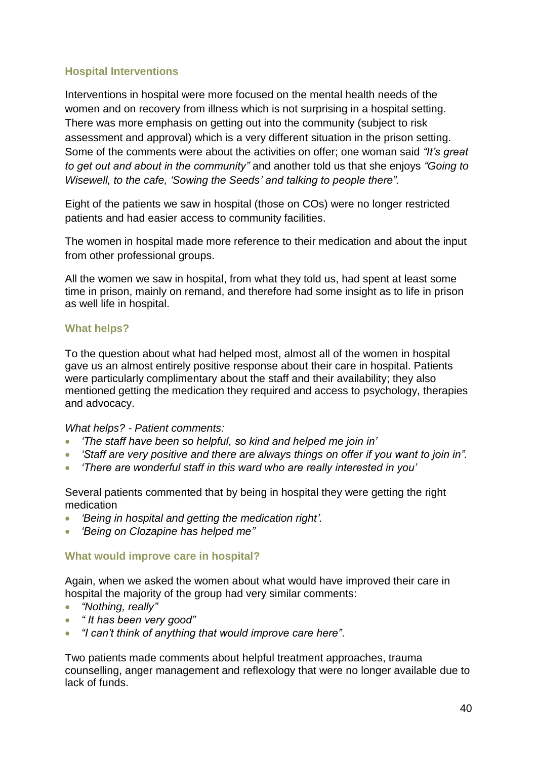### Hospital Interventions

Interventions in hospital were more focused on the mental health needs of the women and on recovery from illness which is not surprising in a hospital setting. There was more emphasis on getting out into the community (subject to risk assessment and approval) which is a very different situation in the prison setting. Some of the comments were about the activities on offer; one woman said *"It's great to get out and about in the community"* and another told us that she enjoys *"Going to Wisewell, to the cafe, 'Sowing the Seeds' and talking to people there"*.

Eight of the patients we saw in hospital (those on COs) were no longer restricted patients and had easier access to community facilities.

The women in hospital made more reference to their medication and about the input from other professional groups.

All the women we saw in hospital, from what they told us, had spent at least some time in prison, mainly on remand, and therefore had some insight as to life in prison as well life in hospital.

### What helps?

To the question about what had helped most, almost all of the women in hospital gave us an almost entirely positive response about their care in hospital. Patients were particularly complimentary about the staff and their availability; they also mentioned getting the medication they required and access to psychology, therapies and advocacy.

*What helps? - Patient comments:*

- *'The staff have been so helpful, so kind and helped me join in'*
- *'Staff are very positive and there are always things on offer if you want to join in".*
- *'There are wonderful staff in this ward who are really interested in you'*

Several patients commented that by being in hospital they were getting the right medication

- *'Being in hospital and getting the medication right'.*
- *'Being on Clozapine has helped me"*

### What would improve care in hospital?

Again, when we asked the women about what would have improved their care in hospital the majority of the group had very similar comments:

- *"Nothing, really"*
- *" It has been very good"*
- *"I can't think of anything that would improve care here"*.

Two patients made comments about helpful treatment approaches, trauma counselling, anger management and reflexology that were no longer available due to lack of funds.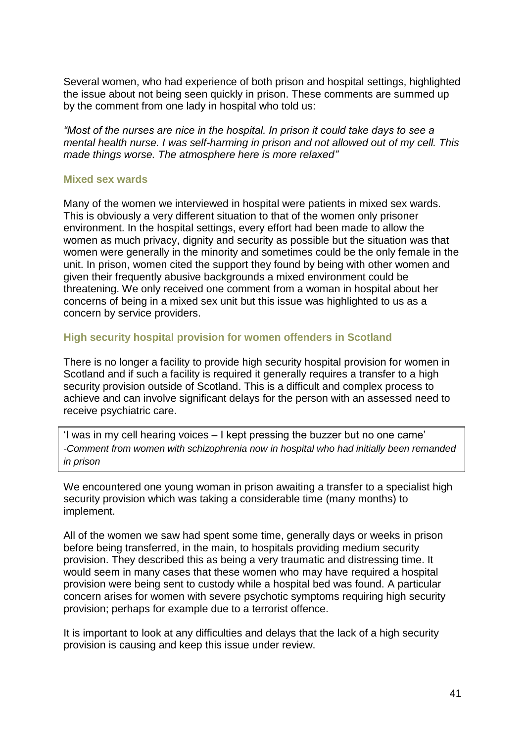Several women, who had experience of both prison and hospital settings, highlighted the issue about not being seen quickly in prison. These comments are summed up by the comment from one lady in hospital who told us:

*"Most of the nurses are nice in the hospital. In prison it could take days to see a mental health nurse. I was self-harming in prison and not allowed out of my cell. This made things worse. The atmosphere here is more relaxed"*

### Mixed sex wards

Many of the women we interviewed in hospital were patients in mixed sex wards. This is obviously a very different situation to that of the women only prisoner environment. In the hospital settings, every effort had been made to allow the women as much privacy, dignity and security as possible but the situation was that women were generally in the minority and sometimes could be the only female in the unit. In prison, women cited the support they found by being with other women and given their frequently abusive backgrounds a mixed environment could be threatening. We only received one comment from a woman in hospital about her concerns of being in a mixed sex unit but this issue was highlighted to us as a concern by service providers.

### High security hospital provision for women offenders in Scotland

There is no longer a facility to provide high security hospital provision for women in Scotland and if such a facility is required it generally requires a transfer to a high security provision outside of Scotland. This is a difficult and complex process to achieve and can involve significant delays for the person with an assessed need to receive psychiatric care.

> 'I was in my cell hearing voices – I kept pressing the buzzer but no one came'
> *-Comment from women with schizophrenia now in hospital who had initially been remanded in prison*

We encountered one young woman in prison awaiting a transfer to a specialist high security provision which was taking a considerable time (many months) to implement.

All of the women we saw had spent some time, generally days or weeks in prison before being transferred, in the main, to hospitals providing medium security provision. They described this as being a very traumatic and distressing time. It would seem in many cases that these women who may have required a hospital provision were being sent to custody while a hospital bed was found. A particular concern arises for women with severe psychotic symptoms requiring high security provision; perhaps for example due to a terrorist offence.

It is important to look at any difficulties and delays that the lack of a high security provision is causing and keep this issue under review.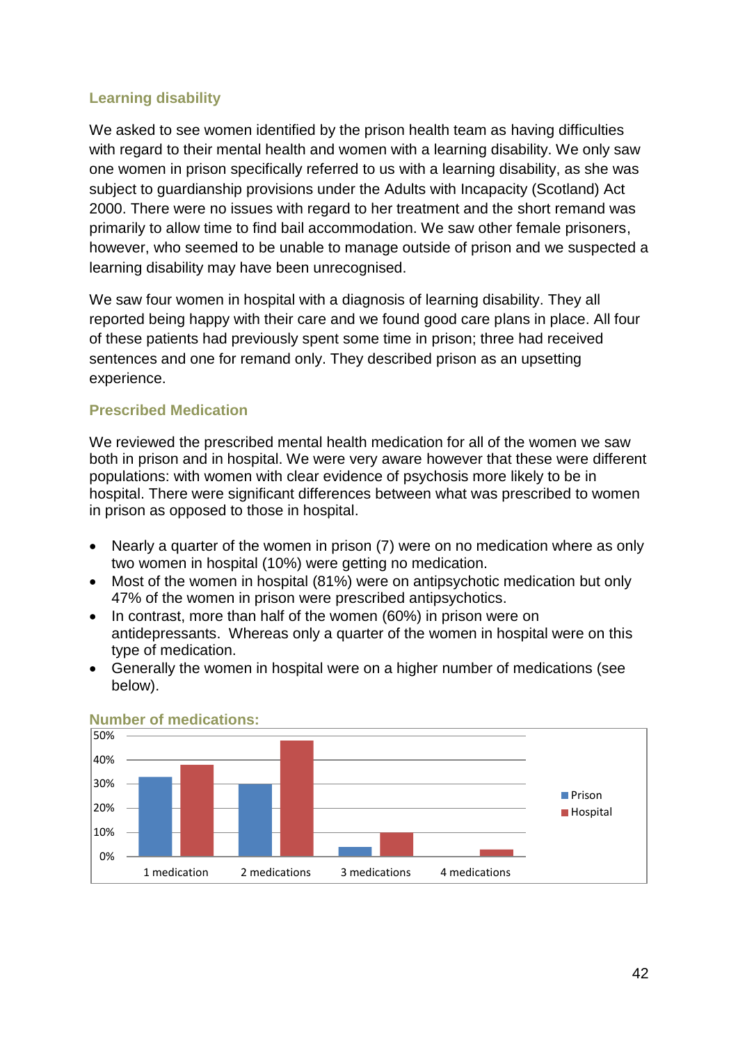### Learning disability

We asked to see women identified by the prison health team as having difficulties with regard to their mental health and women with a learning disability. We only saw one women in prison specifically referred to us with a learning disability, as she was subject to guardianship provisions under the Adults with Incapacity (Scotland) Act 2000. There were no issues with regard to her treatment and the short remand was primarily to allow time to find bail accommodation. We saw other female prisoners, however, who seemed to be unable to manage outside of prison and we suspected a learning disability may have been unrecognised.

We saw four women in hospital with a diagnosis of learning disability. They all reported being happy with their care and we found good care plans in place. All four of these patients had previously spent some time in prison; three had received sentences and one for remand only. They described prison as an upsetting experience.

### Prescribed Medication

We reviewed the prescribed mental health medication for all of the women we saw both in prison and in hospital. We were very aware however that these were different populations: with women with clear evidence of psychosis more likely to be in hospital. There were significant differences between what was prescribed to women in prison as opposed to those in hospital.

- Nearly a quarter of the women in prison (7) were on no medication where as only two women in hospital (10%) were getting no medication.
- Most of the women in hospital (81%) were on antipsychotic medication but only 47% of the women in prison were prescribed antipsychotics.
- In contrast, more than half of the women (60%) in prison were on antidepressants. Whereas only a quarter of the women in hospital were on this type of medication.
- Generally the women in hospital were on a higher number of medications (see below).

### Number of medications:

| | Prison | Hospital |
|---|---|---|
| 1 medication | ~33% | ~38% |
| 2 medications | ~30% | ~48% |
| 3 medications | ~4% | ~10% |
| 4 medications | 0% | ~3% |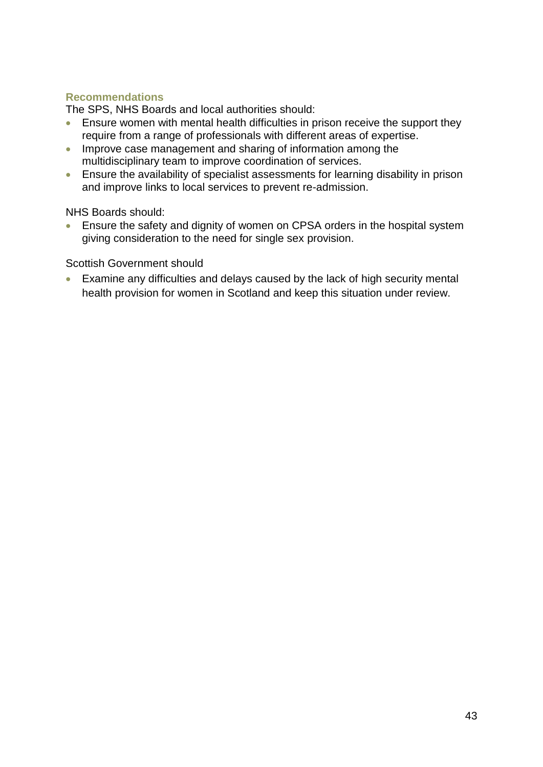### Recommendations

The SPS, NHS Boards and local authorities should:

- Ensure women with mental health difficulties in prison receive the support they require from a range of professionals with different areas of expertise.
- Improve case management and sharing of information among the multidisciplinary team to improve coordination of services.
- Ensure the availability of specialist assessments for learning disability in prison and improve links to local services to prevent re-admission.

NHS Boards should:

- Ensure the safety and dignity of women on CPSA orders in the hospital system giving consideration to the need for single sex provision.

Scottish Government should

- Examine any difficulties and delays caused by the lack of high security mental health provision for women in Scotland and keep this situation under review.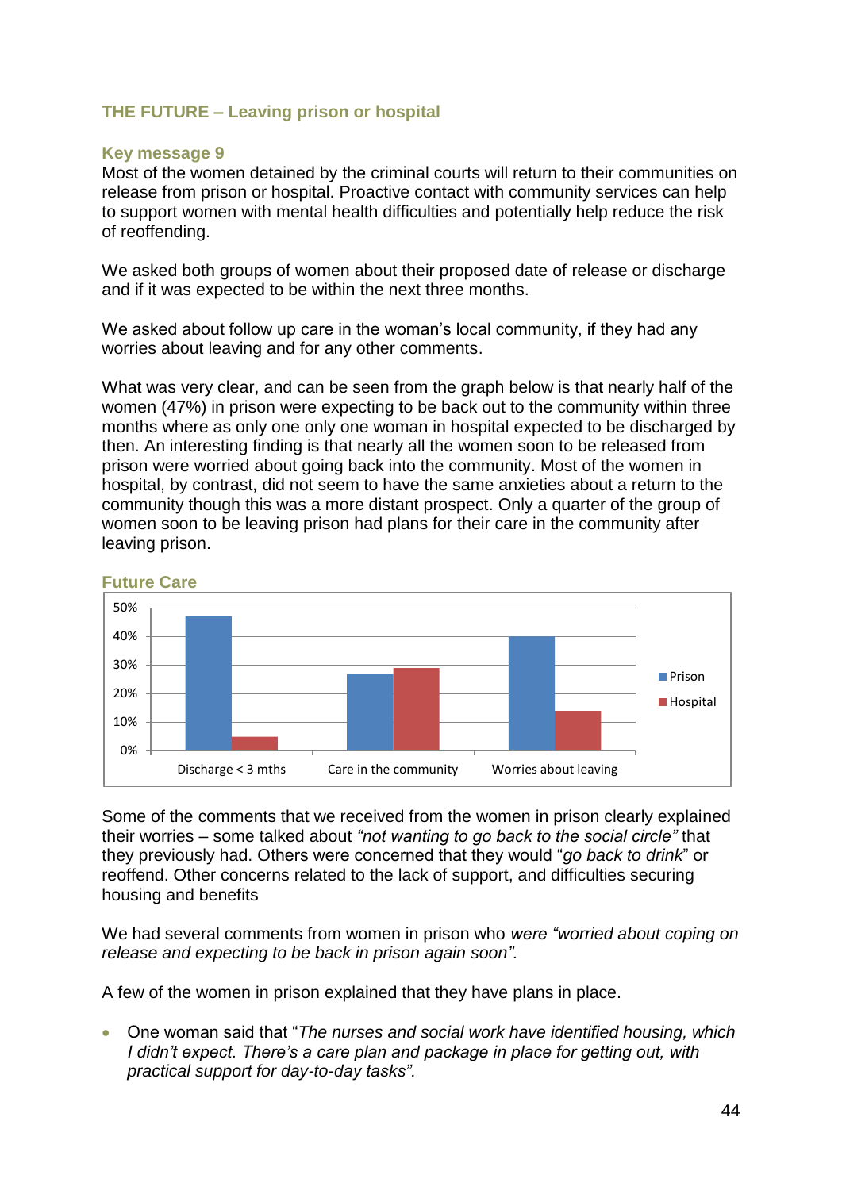## THE FUTURE – Leaving prison or hospital

### Key message 9

Most of the women detained by the criminal courts will return to their communities on release from prison or hospital. Proactive contact with community services can help to support women with mental health difficulties and potentially help reduce the risk of reoffending.

We asked both groups of women about their proposed date of release or discharge and if it was expected to be within the next three months.

We asked about follow up care in the woman's local community, if they had any worries about leaving and for any other comments.

What was very clear, and can be seen from the graph below is that nearly half of the women (47%) in prison were expecting to be back out to the community within three months where as only one only one woman in hospital expected to be discharged by then. An interesting finding is that nearly all the women soon to be released from prison were worried about going back into the community. Most of the women in hospital, by contrast, did not seem to have the same anxieties about a return to the community though this was a more distant prospect. Only a quarter of the group of women soon to be leaving prison had plans for their care in the community after leaving prison.

### Future Care

Some of the comments that we received from the women in prison clearly explained their worries – some talked about *"not wanting to go back to the social circle"* that they previously had. Others were concerned that they would "*go back to drink*" or reoffend. Other concerns related to the lack of support, and difficulties securing housing and benefits

We had several comments from women in prison who *were "worried about coping on release and expecting to be back in prison again soon".*

A few of the women in prison explained that they have plans in place.

- One woman said that "*The nurses and social work have identified housing, which I didn't expect. There's a care plan and package in place for getting out, with practical support for day-to-day tasks".*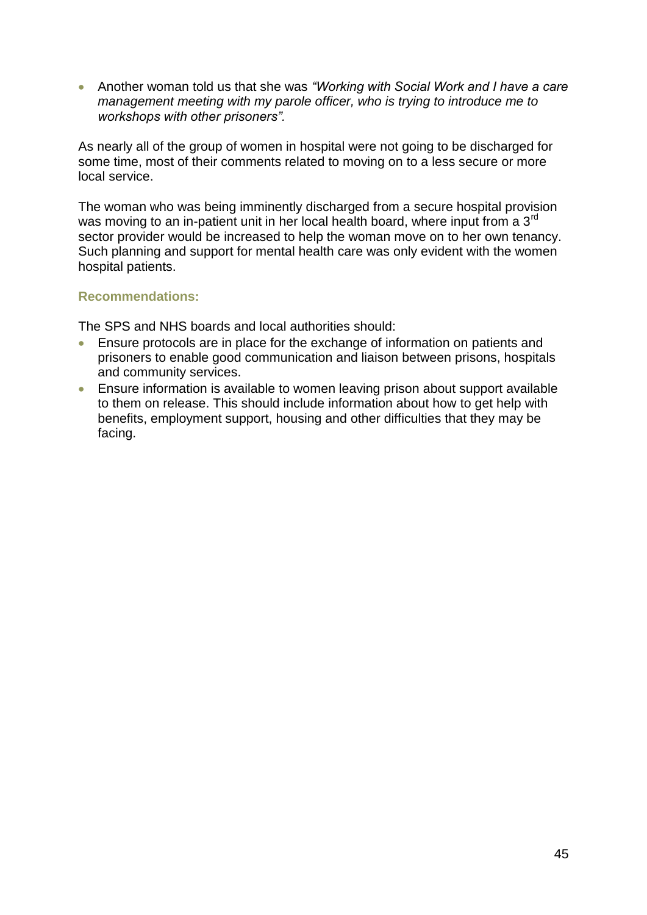- Another woman told us that she was *"Working with Social Work and I have a care management meeting with my parole officer, who is trying to introduce me to workshops with other prisoners".*

As nearly all of the group of women in hospital were not going to be discharged for some time, most of their comments related to moving on to a less secure or more local service.

The woman who was being imminently discharged from a secure hospital provision was moving to an in-patient unit in her local health board, where input from a 3rd sector provider would be increased to help the woman move on to her own tenancy. Such planning and support for mental health care was only evident with the women hospital patients.

#### Recommendations:

The SPS and NHS boards and local authorities should:

- Ensure protocols are in place for the exchange of information on patients and prisoners to enable good communication and liaison between prisons, hospitals and community services.
- Ensure information is available to women leaving prison about support available to them on release. This should include information about how to get help with benefits, employment support, housing and other difficulties that they may be facing.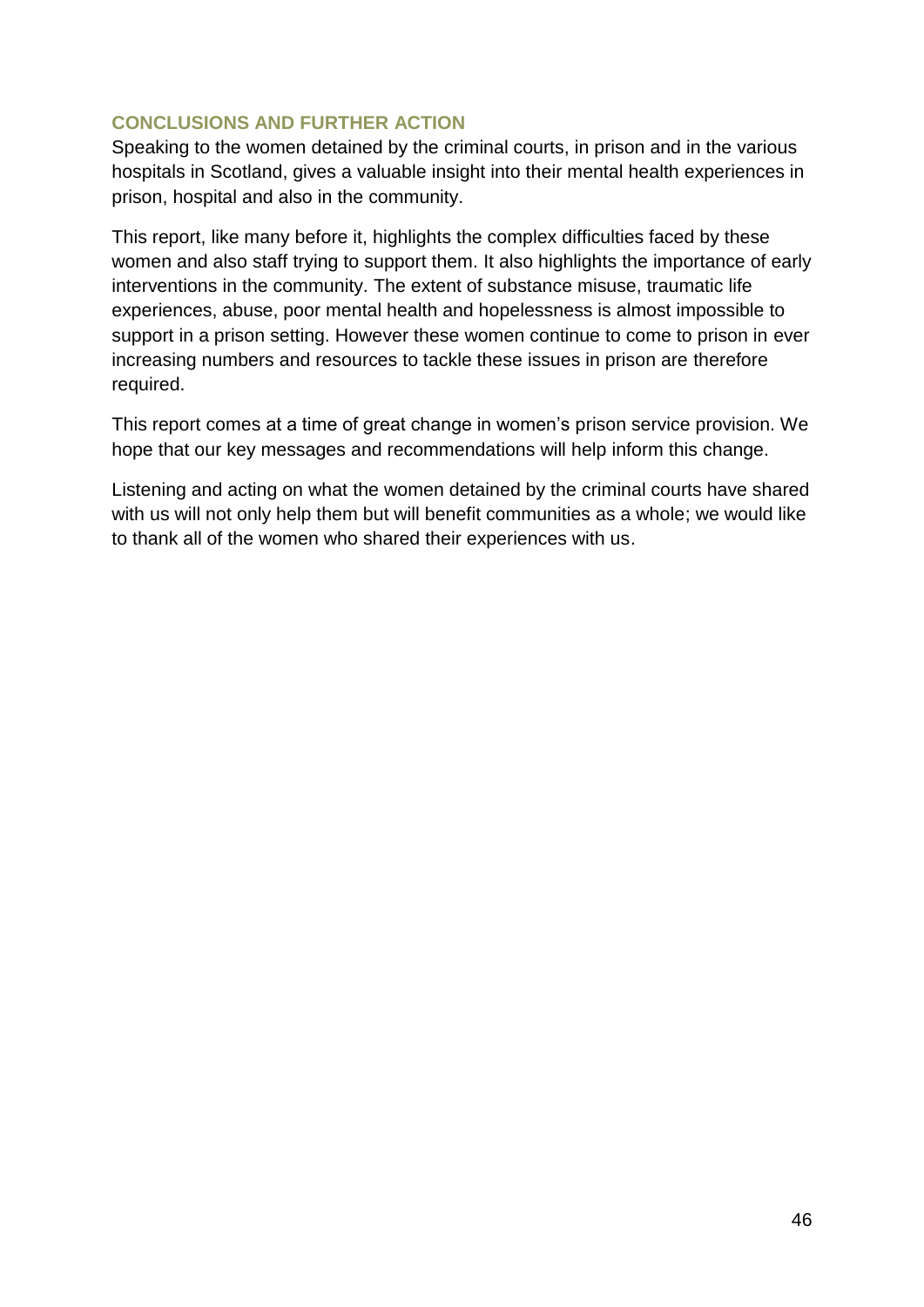## CONCLUSIONS AND FURTHER ACTION

Speaking to the women detained by the criminal courts, in prison and in the various hospitals in Scotland, gives a valuable insight into their mental health experiences in prison, hospital and also in the community.

This report, like many before it, highlights the complex difficulties faced by these women and also staff trying to support them. It also highlights the importance of early interventions in the community. The extent of substance misuse, traumatic life experiences, abuse, poor mental health and hopelessness is almost impossible to support in a prison setting. However these women continue to come to prison in ever increasing numbers and resources to tackle these issues in prison are therefore required.

This report comes at a time of great change in women's prison service provision. We hope that our key messages and recommendations will help inform this change.

Listening and acting on what the women detained by the criminal courts have shared with us will not only help them but will benefit communities as a whole; we would like to thank all of the women who shared their experiences with us.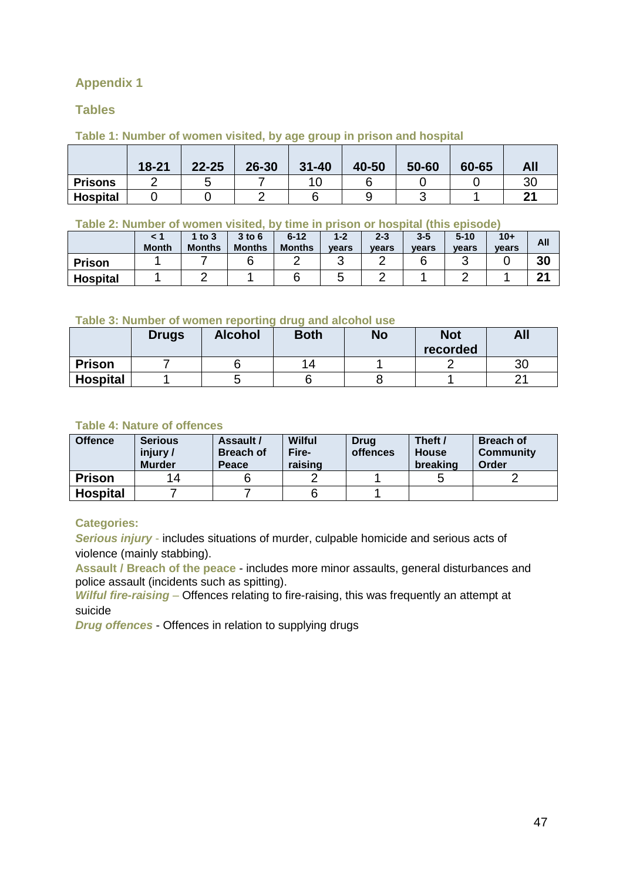## Appendix 1

### Tables

**Table 1: Number of women visited, by age group in prison and hospital**

| | 18-21 | 22-25 | 26-30 | 31-40 | 40-50 | 50-60 | 60-65 | All |
|---|---|---|---|---|---|---|---|---|
| **Prisons** | 2 | 5 | 7 | 10 | 6 | 0 | 0 | 30 |
| **Hospital** | 0 | 0 | 2 | 6 | 9 | 3 | 1 | **21** |

**Table 2: Number of women visited, by time in prison or hospital (this episode)**

| | < 1 Month | 1 to 3 Months | 3 to 6 Months | 6-12 Months | 1-2 years | 2-3 years | 3-5 years | 5-10 years | 10+ years | All |
|---|---|---|---|---|---|---|---|---|---|---|
| **Prison** | 1 | 7 | 6 | 2 | 3 | 2 | 6 | 3 | 0 | **30** |
| **Hospital** | 1 | 2 | 1 | 6 | 5 | 2 | 1 | 2 | 1 | **21** |

**Table 3: Number of women reporting drug and alcohol use**

| | Drugs | Alcohol | Both | No | Not recorded | All |
|---|---|---|---|---|---|---|
| **Prison** | 7 | 6 | 14 | 1 | 2 | 30 |
| **Hospital** | 1 | 5 | 6 | 8 | 1 | 21 |

**Table 4: Nature of offences**

| Offence | Serious injury / Murder | Assault / Breach of Peace | Wilful Fire-raising | Drug offences | Theft / House breaking | Breach of Community Order |
|---|---|---|---|---|---|---|
| **Prison** | 14 | 6 | 2 | 1 | 5 | 2 |
| **Hospital** | 7 | 7 | 6 | 1 | | |

**Categories:**

***Serious injury*** - includes situations of murder, culpable homicide and serious acts of violence (mainly stabbing).

**Assault / Breach of the peace** - includes more minor assaults, general disturbances and police assault (incidents such as spitting).

***Wilful fire-raising*** – Offences relating to fire-raising, this was frequently an attempt at suicide

***Drug offences*** - Offences in relation to supplying drugs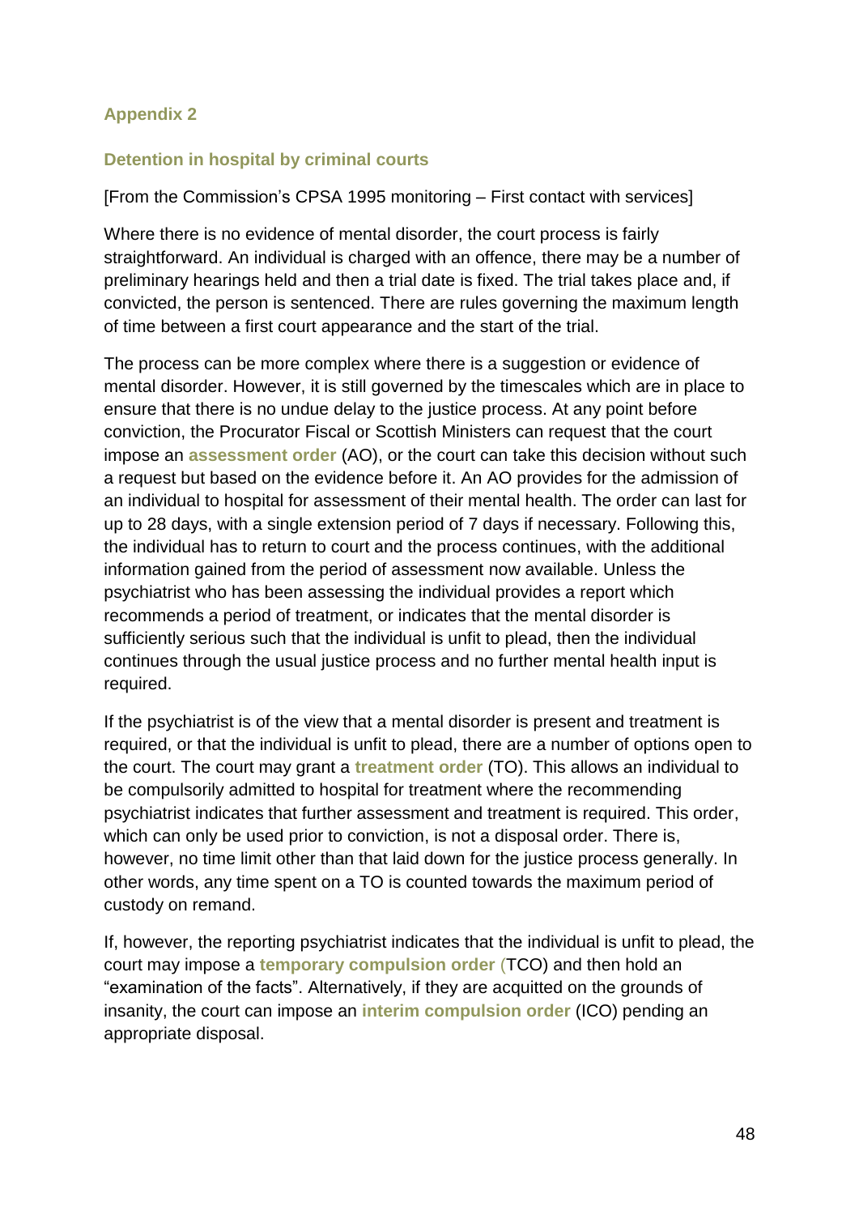## Appendix 2

### Detention in hospital by criminal courts

[From the Commission's CPSA 1995 monitoring – First contact with services]

Where there is no evidence of mental disorder, the court process is fairly straightforward. An individual is charged with an offence, there may be a number of preliminary hearings held and then a trial date is fixed. The trial takes place and, if convicted, the person is sentenced. There are rules governing the maximum length of time between a first court appearance and the start of the trial.

The process can be more complex where there is a suggestion or evidence of mental disorder. However, it is still governed by the timescales which are in place to ensure that there is no undue delay to the justice process. At any point before conviction, the Procurator Fiscal or Scottish Ministers can request that the court impose an **assessment order** (AO), or the court can take this decision without such a request but based on the evidence before it. An AO provides for the admission of an individual to hospital for assessment of their mental health. The order can last for up to 28 days, with a single extension period of 7 days if necessary. Following this, the individual has to return to court and the process continues, with the additional information gained from the period of assessment now available. Unless the psychiatrist who has been assessing the individual provides a report which recommends a period of treatment, or indicates that the mental disorder is sufficiently serious such that the individual is unfit to plead, then the individual continues through the usual justice process and no further mental health input is required.

If the psychiatrist is of the view that a mental disorder is present and treatment is required, or that the individual is unfit to plead, there are a number of options open to the court. The court may grant a **treatment order** (TO). This allows an individual to be compulsorily admitted to hospital for treatment where the recommending psychiatrist indicates that further assessment and treatment is required. This order, which can only be used prior to conviction, is not a disposal order. There is, however, no time limit other than that laid down for the justice process generally. In other words, any time spent on a TO is counted towards the maximum period of custody on remand.

If, however, the reporting psychiatrist indicates that the individual is unfit to plead, the court may impose a **temporary compulsion order** (TCO) and then hold an "examination of the facts". Alternatively, if they are acquitted on the grounds of insanity, the court can impose an **interim compulsion order** (ICO) pending an appropriate disposal.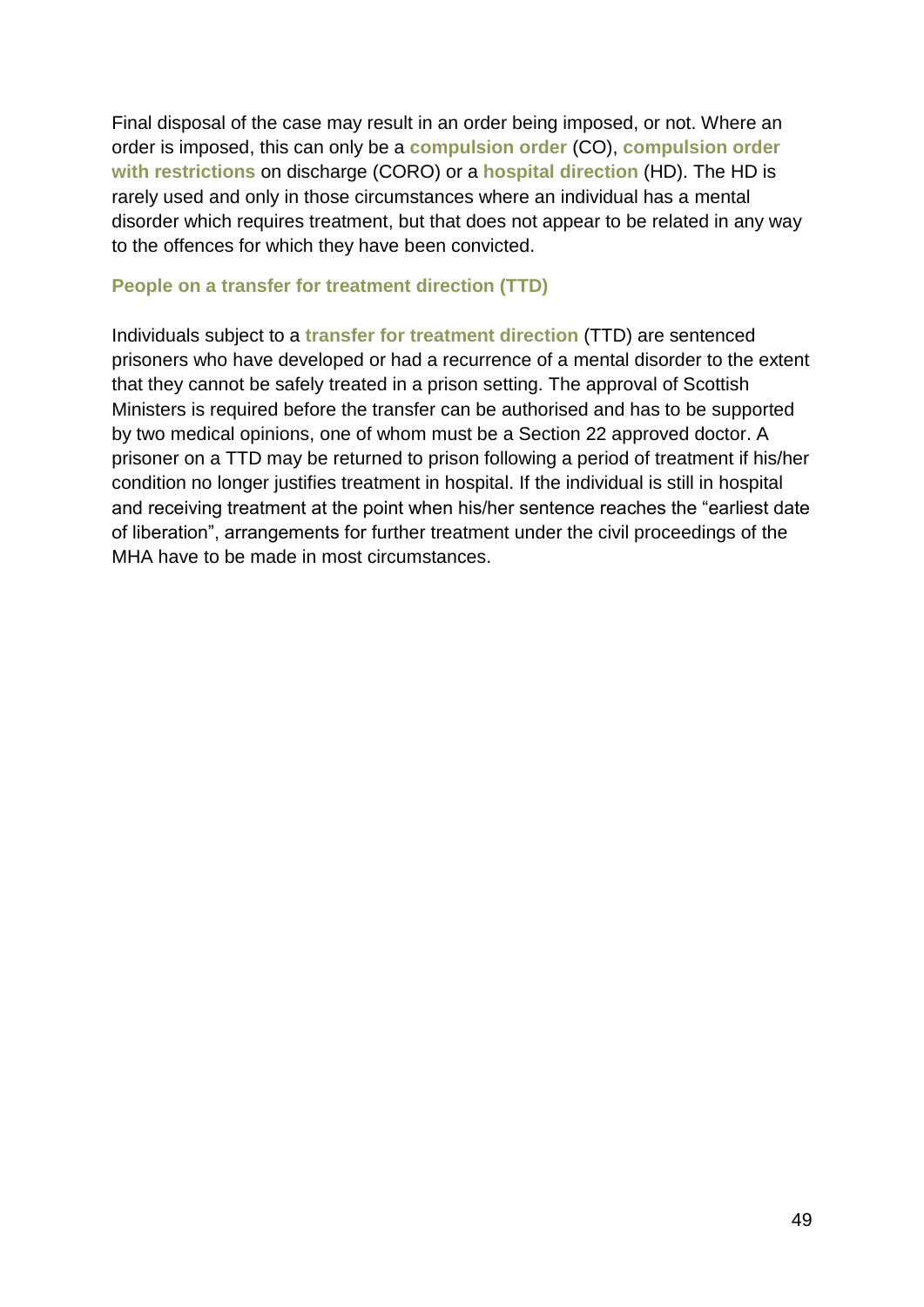Final disposal of the case may result in an order being imposed, or not. Where an order is imposed, this can only be a **compulsion order** (CO), **compulsion order with restrictions** on discharge (CORO) or a **hospital direction** (HD). The HD is rarely used and only in those circumstances where an individual has a mental disorder which requires treatment, but that does not appear to be related in any way to the offences for which they have been convicted.

### People on a transfer for treatment direction (TTD)

Individuals subject to a **transfer for treatment direction** (TTD) are sentenced prisoners who have developed or had a recurrence of a mental disorder to the extent that they cannot be safely treated in a prison setting. The approval of Scottish Ministers is required before the transfer can be authorised and has to be supported by two medical opinions, one of whom must be a Section 22 approved doctor. A prisoner on a TTD may be returned to prison following a period of treatment if his/her condition no longer justifies treatment in hospital. If the individual is still in hospital and receiving treatment at the point when his/her sentence reaches the "earliest date of liberation", arrangements for further treatment under the civil proceedings of the MHA have to be made in most circumstances.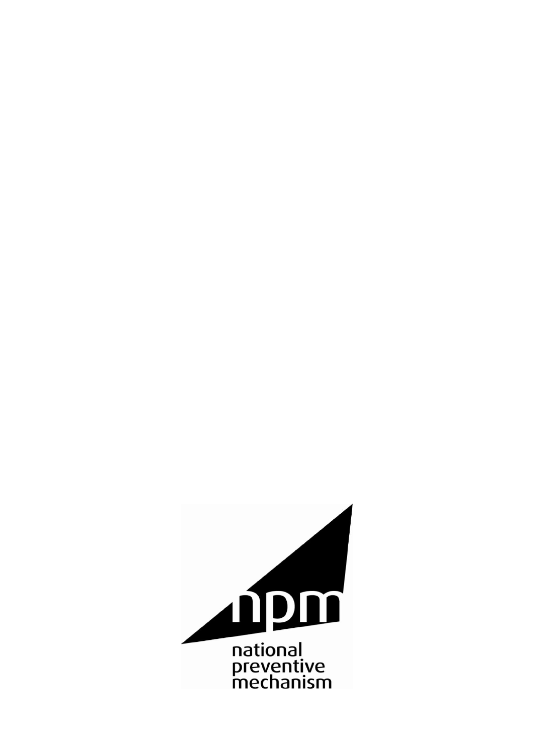npm

national
preventive
mechanism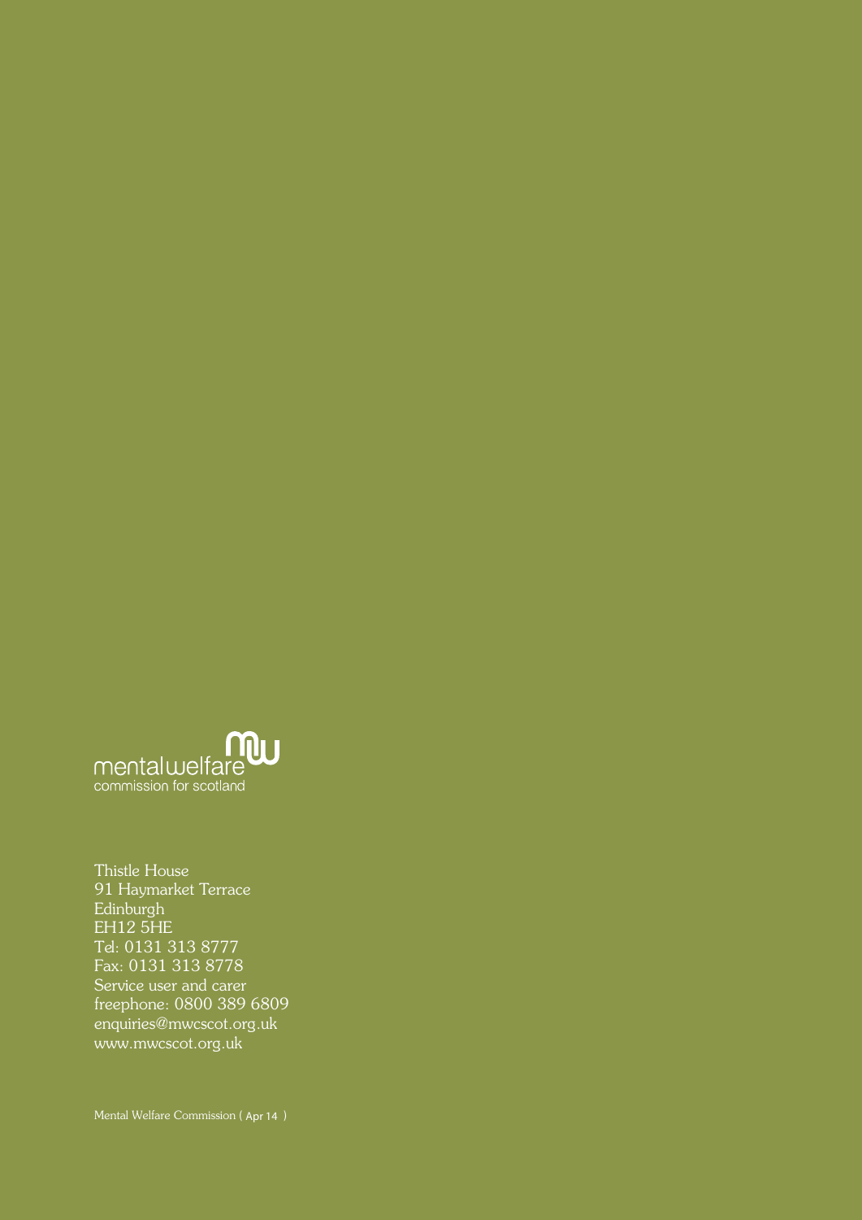mental welfare commission for scotland

Thistle House
91 Haymarket Terrace
Edinburgh
EH12 5HE
Tel: 0131 313 8777
Fax: 0131 313 8778
Service user and carer
freephone: 0800 389 6809
enquiries@mwcscot.org.uk
www.mwcscot.org.uk

Mental Welfare Commission ( Apr 14 )